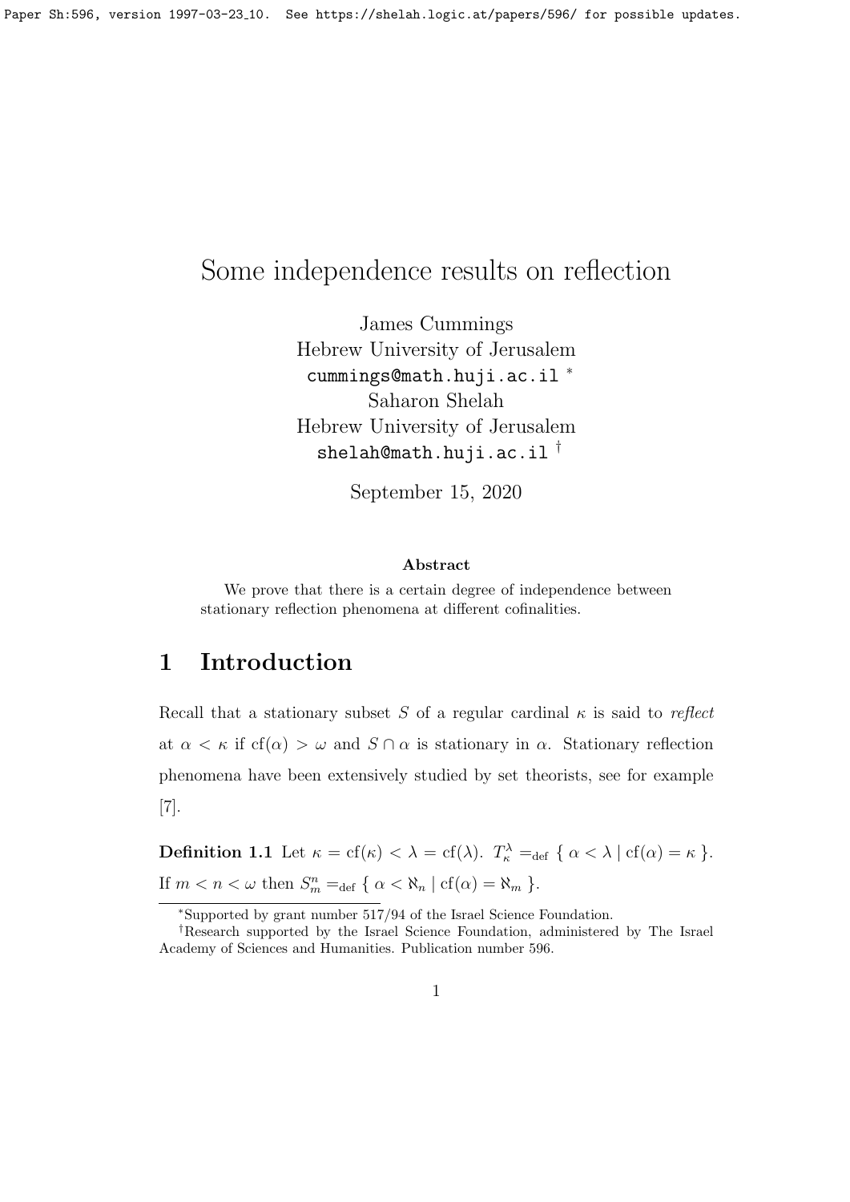# Some independence results on reflection

James Cummings
Hebrew University of Jerusalem
cummings@math.huji.ac.il [*]
Saharon Shelah
Hebrew University of Jerusalem
shelah@math.huji.ac.il [†]

September 15, 2020

### Abstract

We prove that there is a certain degree of independence between stationary reflection phenomena at different cofinalities.

## 1 Introduction

Recall that a stationary subset $S$ of a regular cardinal $\kappa$ is said to *reflect* at $\alpha < \kappa$ if $\mathrm{cf}(\alpha) > \omega$ and $S \cap \alpha$ is stationary in $\alpha$. Stationary reflection phenomena have been extensively studied by set theorists, see for example [7].

**Definition 1.1** Let $\kappa = \mathrm{cf}(\kappa) < \lambda = \mathrm{cf}(\lambda)$. $T^\lambda_\kappa =_{\mathrm{def}} \{ \alpha < \lambda \mid \mathrm{cf}(\alpha) = \kappa \}$. If $m < n < \omega$ then $S^n_m =_{\mathrm{def}} \{ \alpha < \aleph_n \mid \mathrm{cf}(\alpha) = \aleph_m \}$.

[*]Supported by grant number 517/94 of the Israel Science Foundation.

[†]Research supported by the Israel Science Foundation, administered by The Israel Academy of Sciences and Humanities. Publication number 596.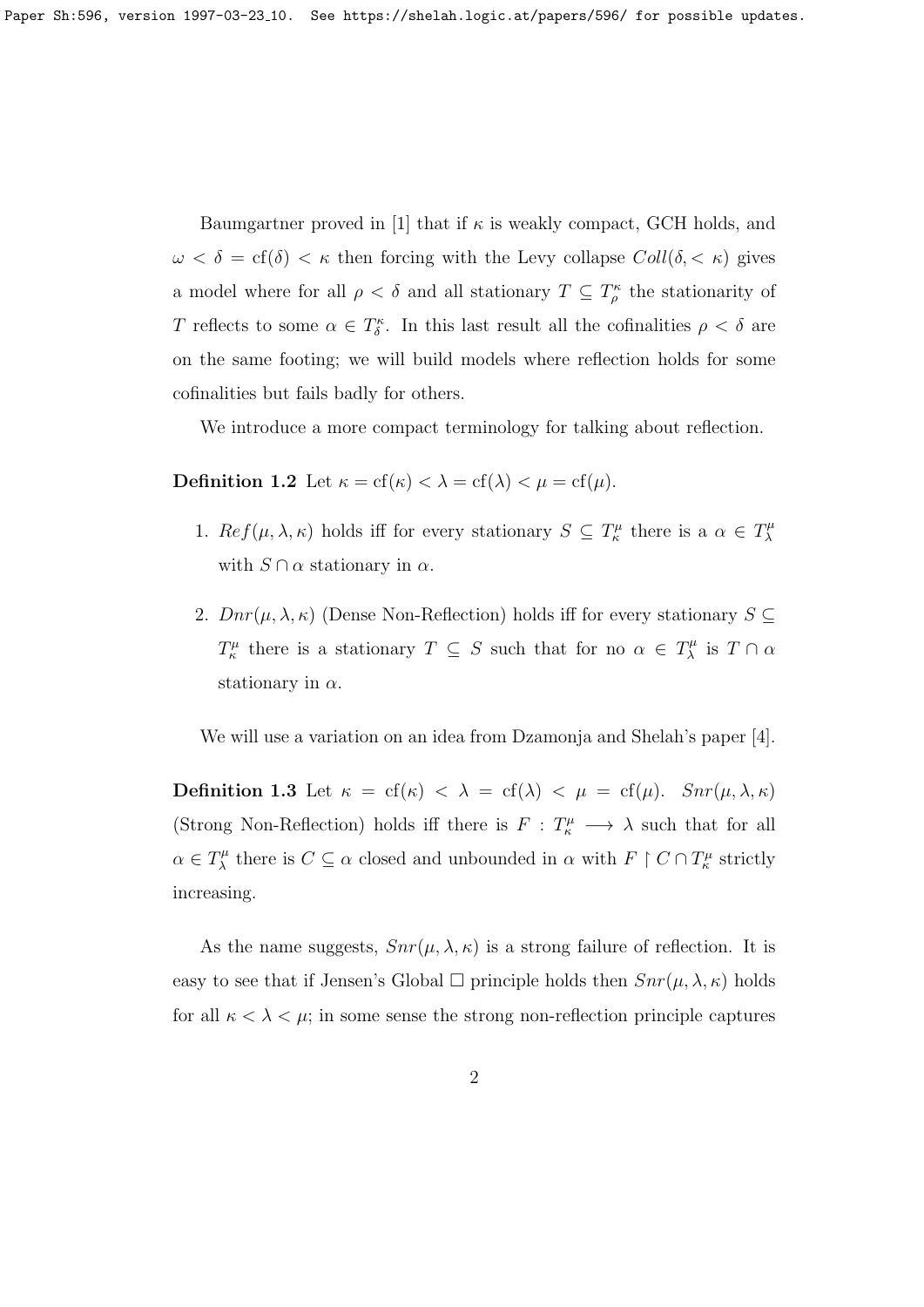Baumgartner proved in [1] that if $\kappa$ is weakly compact, GCH holds, and $\omega < \delta = \mathrm{cf}(\delta) < \kappa$ then forcing with the Levy collapse $Coll(\delta, <\kappa)$ gives a model where for all $\rho < \delta$ and all stationary $T \subseteq T^\kappa_\rho$ the stationarity of $T$ reflects to some $\alpha \in T^\kappa_\delta$. In this last result all the cofinalities $\rho < \delta$ are on the same footing; we will build models where reflection holds for some cofinalities but fails badly for others.

We introduce a more compact terminology for talking about reflection.

**Definition 1.2** Let $\kappa = \mathrm{cf}(\kappa) < \lambda = \mathrm{cf}(\lambda) < \mu = \mathrm{cf}(\mu)$.

1. $Ref(\mu, \lambda, \kappa)$ holds iff for every stationary $S \subseteq T^\mu_\kappa$ there is a $\alpha \in T^\mu_\lambda$ with $S \cap \alpha$ stationary in $\alpha$.

2. $Dnr(\mu, \lambda, \kappa)$ (Dense Non-Reflection) holds iff for every stationary $S \subseteq T^\mu_\kappa$ there is a stationary $T \subseteq S$ such that for no $\alpha \in T^\mu_\lambda$ is $T \cap \alpha$ stationary in $\alpha$.

We will use a variation on an idea from Dzamonja and Shelah's paper [4].

**Definition 1.3** Let $\kappa = \mathrm{cf}(\kappa) < \lambda = \mathrm{cf}(\lambda) < \mu = \mathrm{cf}(\mu)$. $Snr(\mu, \lambda, \kappa)$ (Strong Non-Reflection) holds iff there is $F : T^\mu_\kappa \longrightarrow \lambda$ such that for all $\alpha \in T^\mu_\lambda$ there is $C \subseteq \alpha$ closed and unbounded in $\alpha$ with $F \restriction C \cap T^\mu_\kappa$ strictly increasing.

As the name suggests, $Snr(\mu, \lambda, \kappa)$ is a strong failure of reflection. It is easy to see that if Jensen's Global $\square$ principle holds then $Snr(\mu, \lambda, \kappa)$ holds for all $\kappa < \lambda < \mu$; in some sense the strong non-reflection principle captures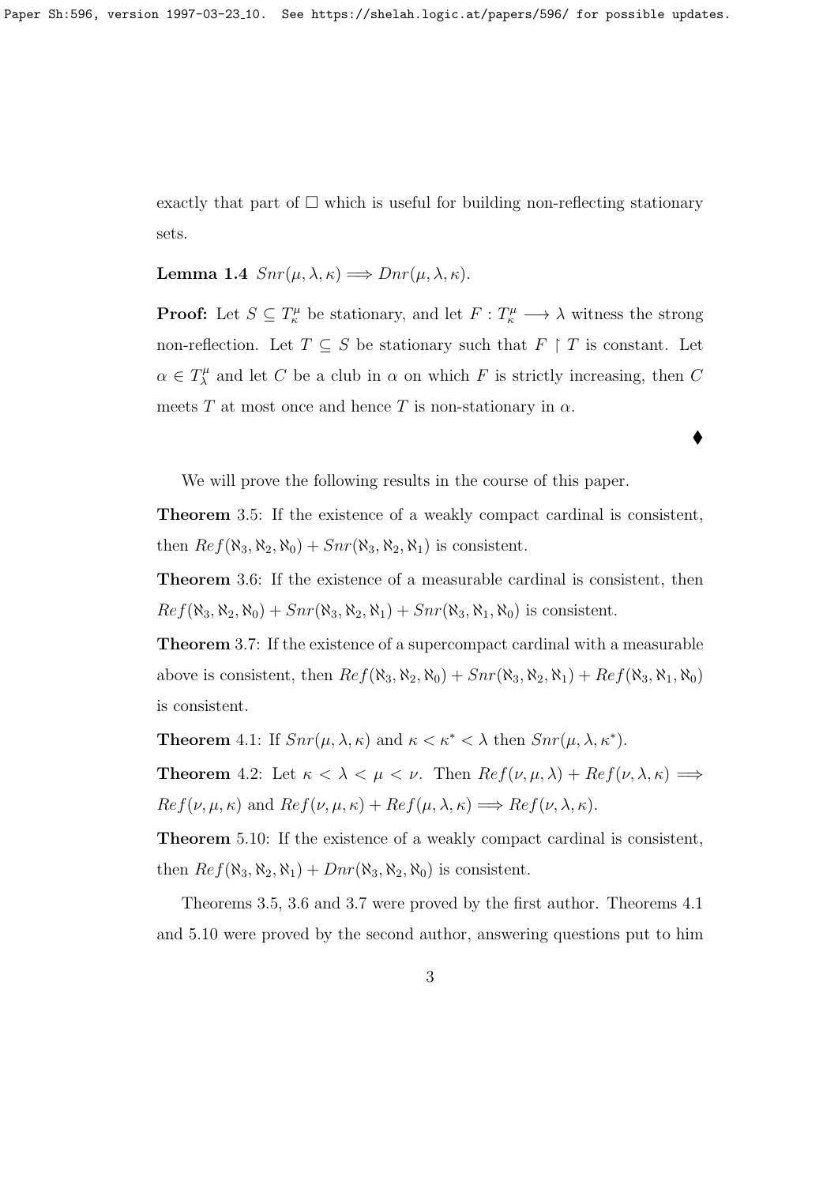exactly that part of $\square$ which is useful for building non-reflecting stationary sets.

**Lemma 1.4** $Snr(\mu, \lambda, \kappa) \Longrightarrow Dnr(\mu, \lambda, \kappa)$.

**Proof:** Let $S \subseteq T^\mu_\kappa$ be stationary, and let $F : T^\mu_\kappa \longrightarrow \lambda$ witness the strong non-reflection. Let $T \subseteq S$ be stationary such that $F \restriction T$ is constant. Let $\alpha \in T^\mu_\lambda$ and let $C$ be a club in $\alpha$ on which $F$ is strictly increasing, then $C$ meets $T$ at most once and hence $T$ is non-stationary in $\alpha$.

♦

We will prove the following results in the course of this paper.

**Theorem** 3.5: If the existence of a weakly compact cardinal is consistent, then $Ref(\aleph_3, \aleph_2, \aleph_0) + Snr(\aleph_3, \aleph_2, \aleph_1)$ is consistent.

**Theorem** 3.6: If the existence of a measurable cardinal is consistent, then $Ref(\aleph_3, \aleph_2, \aleph_0) + Snr(\aleph_3, \aleph_2, \aleph_1) + Snr(\aleph_3, \aleph_1, \aleph_0)$ is consistent.

**Theorem** 3.7: If the existence of a supercompact cardinal with a measurable above is consistent, then $Ref(\aleph_3, \aleph_2, \aleph_0) + Snr(\aleph_3, \aleph_2, \aleph_1) + Ref(\aleph_3, \aleph_1, \aleph_0)$ is consistent.

**Theorem** 4.1: If $Snr(\mu, \lambda, \kappa)$ and $\kappa < \kappa^* < \lambda$ then $Snr(\mu, \lambda, \kappa^*)$.

**Theorem** 4.2: Let $\kappa < \lambda < \mu < \nu$. Then $Ref(\nu, \mu, \lambda) + Ref(\nu, \lambda, \kappa) \Longrightarrow Ref(\nu, \mu, \kappa)$ and $Ref(\nu, \mu, \kappa) + Ref(\mu, \lambda, \kappa) \Longrightarrow Ref(\nu, \lambda, \kappa)$.

**Theorem** 5.10: If the existence of a weakly compact cardinal is consistent, then $Ref(\aleph_3, \aleph_2, \aleph_1) + Dnr(\aleph_3, \aleph_2, \aleph_0)$ is consistent.

Theorems 3.5, 3.6 and 3.7 were proved by the first author. Theorems 4.1 and 5.10 were proved by the second author, answering questions put to him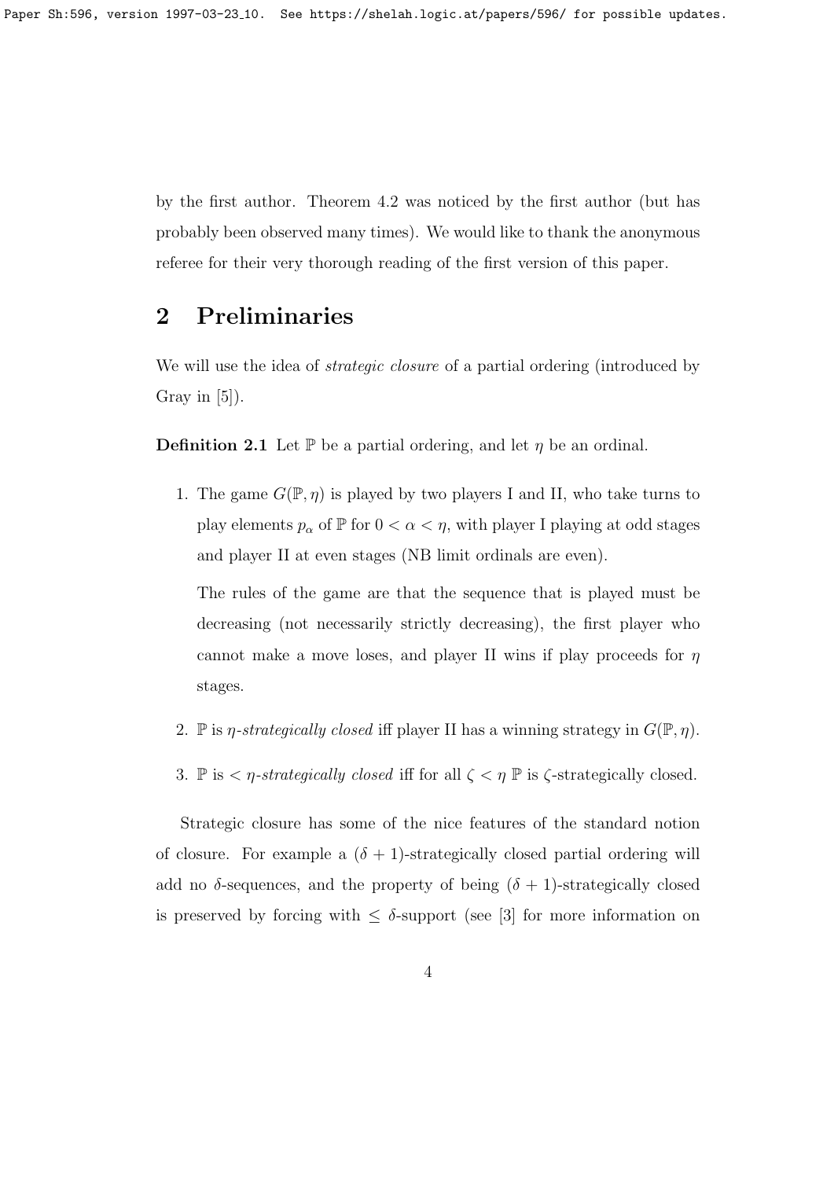by the first author. Theorem 4.2 was noticed by the first author (but has probably been observed many times). We would like to thank the anonymous referee for their very thorough reading of the first version of this paper.

## 2 Preliminaries

We will use the idea of *strategic closure* of a partial ordering (introduced by Gray in [5]).

**Definition 2.1** Let $\mathbb{P}$ be a partial ordering, and let $\eta$ be an ordinal.

1. The game $G(\mathbb{P}, \eta)$ is played by two players I and II, who take turns to play elements $p_\alpha$ of $\mathbb{P}$ for $0 < \alpha < \eta$, with player I playing at odd stages and player II at even stages (NB limit ordinals are even).

   The rules of the game are that the sequence that is played must be decreasing (not necessarily strictly decreasing), the first player who cannot make a move loses, and player II wins if play proceeds for $\eta$ stages.

2. $\mathbb{P}$ is *$\eta$-strategically closed* iff player II has a winning strategy in $G(\mathbb{P}, \eta)$.

3. $\mathbb{P}$ is *$< \eta$-strategically closed* iff for all $\zeta < \eta$ $\mathbb{P}$ is $\zeta$-strategically closed.

Strategic closure has some of the nice features of the standard notion of closure. For example a $(\delta + 1)$-strategically closed partial ordering will add no $\delta$-sequences, and the property of being $(\delta + 1)$-strategically closed is preserved by forcing with $\leq \delta$-support (see [3] for more information on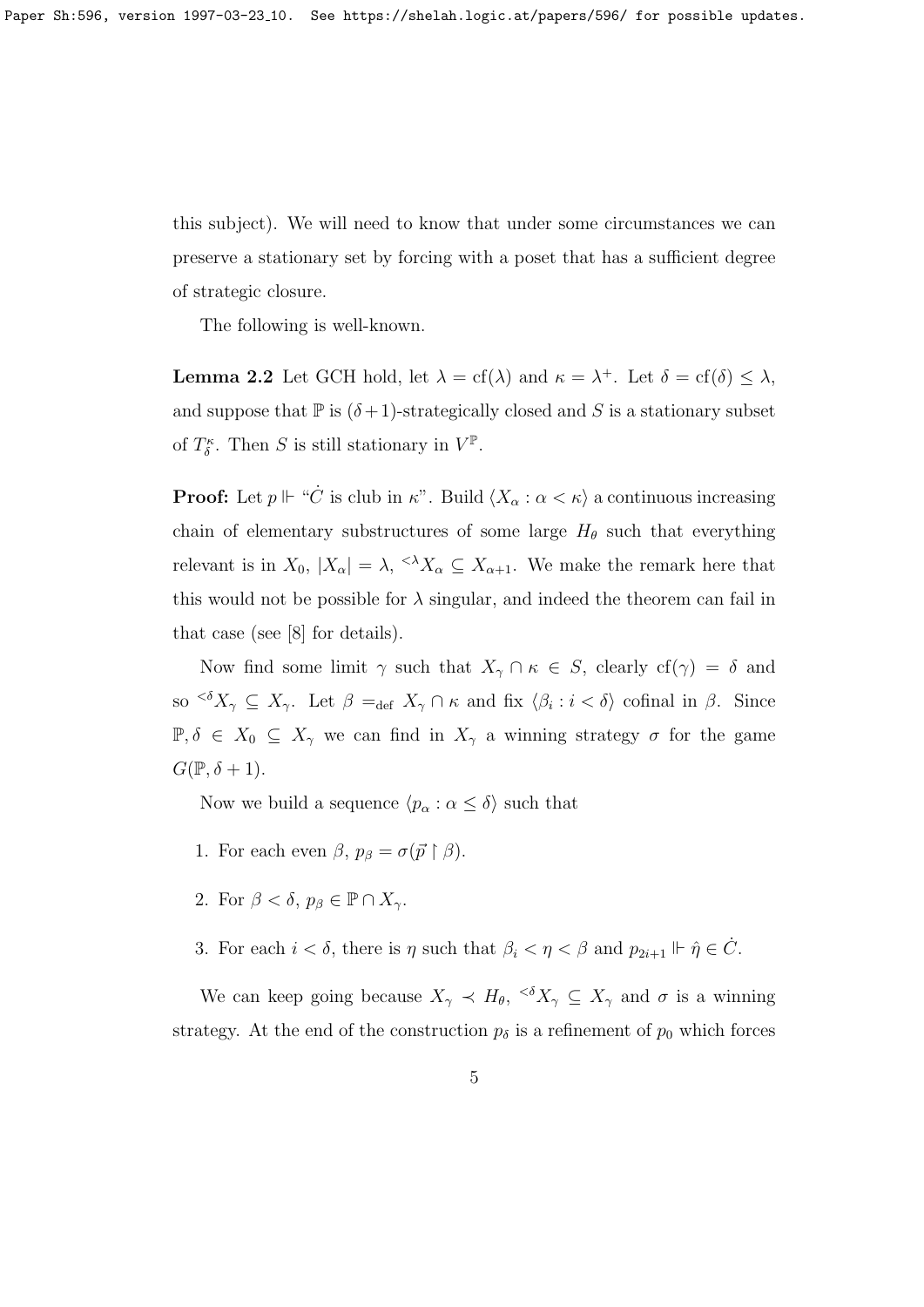this subject). We will need to know that under some circumstances we can preserve a stationary set by forcing with a poset that has a sufficient degree of strategic closure.

The following is well-known.

**Lemma 2.2** Let GCH hold, let $\lambda = \mathrm{cf}(\lambda)$ and $\kappa = \lambda^+$. Let $\delta = \mathrm{cf}(\delta) \leq \lambda$, and suppose that $\mathbb{P}$ is $(\delta+1)$-strategically closed and $S$ is a stationary subset of $T^\kappa_\delta$. Then $S$ is still stationary in $V^{\mathbb{P}}$.

**Proof:** Let $p \Vdash$ "$\dot{C}$ is club in $\kappa$". Build $\langle X_\alpha : \alpha < \kappa \rangle$ a continuous increasing chain of elementary substructures of some large $H_\theta$ such that everything relevant is in $X_0$, $|X_\alpha| = \lambda$, ${}^{<\lambda}X_\alpha \subseteq X_{\alpha+1}$. We make the remark here that this would not be possible for $\lambda$ singular, and indeed the theorem can fail in that case (see [8] for details).

Now find some limit $\gamma$ such that $X_\gamma \cap \kappa \in S$, clearly $\mathrm{cf}(\gamma) = \delta$ and so ${}^{<\delta}X_\gamma \subseteq X_\gamma$. Let $\beta =_{\mathrm{def}} X_\gamma \cap \kappa$ and fix $\langle \beta_i : i < \delta \rangle$ cofinal in $\beta$. Since $\mathbb{P}, \delta \in X_0 \subseteq X_\gamma$ we can find in $X_\gamma$ a winning strategy $\sigma$ for the game $G(\mathbb{P}, \delta + 1)$.

Now we build a sequence $\langle p_\alpha : \alpha \leq \delta \rangle$ such that

1. For each even $\beta$, $p_\beta = \sigma(\vec{p} \restriction \beta)$.
2. For $\beta < \delta$, $p_\beta \in \mathbb{P} \cap X_\gamma$.
3. For each $i < \delta$, there is $\eta$ such that $\beta_i < \eta < \beta$ and $p_{2i+1} \Vdash \hat{\eta} \in \dot{C}$.

We can keep going because $X_\gamma \prec H_\theta$, ${}^{<\delta}X_\gamma \subseteq X_\gamma$ and $\sigma$ is a winning strategy. At the end of the construction $p_\delta$ is a refinement of $p_0$ which forces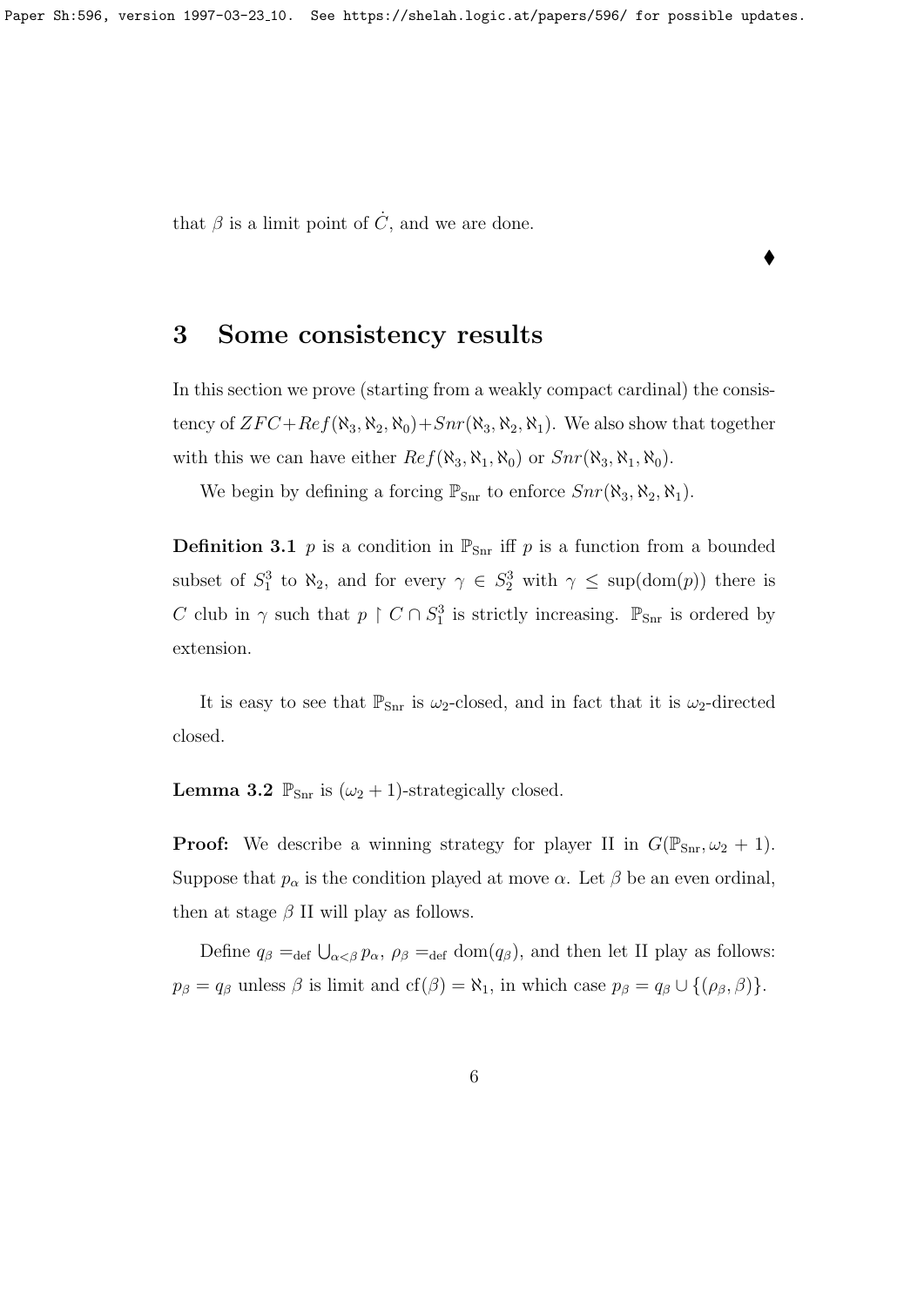that $\beta$ is a limit point of $\dot{C}$, and we are done.

$\blacklozenge$

## 3 Some consistency results

In this section we prove (starting from a weakly compact cardinal) the consistency of $ZFC + Ref(\aleph_3, \aleph_2, \aleph_0) + Snr(\aleph_3, \aleph_2, \aleph_1)$. We also show that together with this we can have either $Ref(\aleph_3, \aleph_1, \aleph_0)$ or $Snr(\aleph_3, \aleph_1, \aleph_0)$.

We begin by defining a forcing $\mathbb{P}_{\rm Snr}$ to enforce $Snr(\aleph_3, \aleph_2, \aleph_1)$.

**Definition 3.1** $p$ is a condition in $\mathbb{P}_{\rm Snr}$ iff $p$ is a function from a bounded subset of $S^3_1$ to $\aleph_2$, and for every $\gamma \in S^3_2$ with $\gamma \leq \sup(\mathrm{dom}(p))$ there is $C$ club in $\gamma$ such that $p \restriction C \cap S^3_1$ is strictly increasing. $\mathbb{P}_{\rm Snr}$ is ordered by extension.

It is easy to see that $\mathbb{P}_{\rm Snr}$ is $\omega_2$-closed, and in fact that it is $\omega_2$-directed closed.

**Lemma 3.2** $\mathbb{P}_{\rm Snr}$ is $(\omega_2 + 1)$-strategically closed.

**Proof:** We describe a winning strategy for player II in $G(\mathbb{P}_{\rm Snr}, \omega_2 + 1)$. Suppose that $p_\alpha$ is the condition played at move $\alpha$. Let $\beta$ be an even ordinal, then at stage $\beta$ II will play as follows.

Define $q_\beta =_{\rm def} \bigcup_{\alpha < \beta} p_\alpha$, $\rho_\beta =_{\rm def} \mathrm{dom}(q_\beta)$, and then let II play as follows: $p_\beta = q_\beta$ unless $\beta$ is limit and $\mathrm{cf}(\beta) = \aleph_1$, in which case $p_\beta = q_\beta \cup \{(\rho_\beta, \beta)\}$.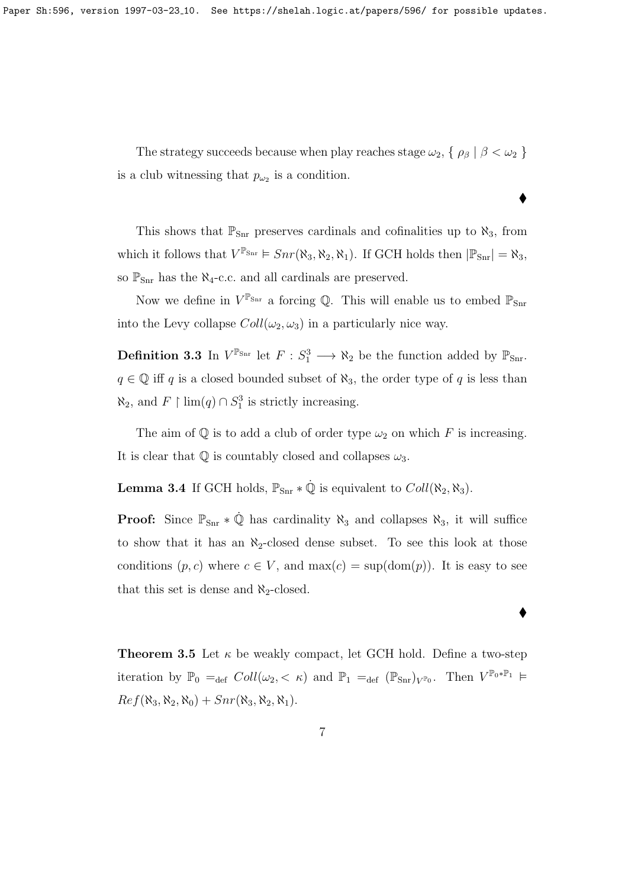The strategy succeeds because when play reaches stage $\omega_2$, $\{ \rho_\beta \mid \beta < \omega_2 \}$ is a club witnessing that $p_{\omega_2}$ is a condition.

♦

This shows that $\mathbb{P}_{\rm Snr}$ preserves cardinals and cofinalities up to $\aleph_3$, from which it follows that $V^{\mathbb{P}_{\rm Snr}} \models Snr(\aleph_3, \aleph_2, \aleph_1)$. If GCH holds then $|\mathbb{P}_{\rm Snr}| = \aleph_3$, so $\mathbb{P}_{\rm Snr}$ has the $\aleph_4$-c.c. and all cardinals are preserved.

Now we define in $V^{\mathbb{P}_{\rm Snr}}$ a forcing $\mathbb{Q}$. This will enable us to embed $\mathbb{P}_{\rm Snr}$ into the Levy collapse $Coll(\omega_2, \omega_3)$ in a particularly nice way.

**Definition 3.3** In $V^{\mathbb{P}_{\rm Snr}}$ let $F : S^3_1 \longrightarrow \aleph_2$ be the function added by $\mathbb{P}_{\rm Snr}$. $q \in \mathbb{Q}$ iff $q$ is a closed bounded subset of $\aleph_3$, the order type of $q$ is less than $\aleph_2$, and $F \restriction \lim(q) \cap S^3_1$ is strictly increasing.

The aim of $\mathbb{Q}$ is to add a club of order type $\omega_2$ on which $F$ is increasing. It is clear that $\mathbb{Q}$ is countably closed and collapses $\omega_3$.

**Lemma 3.4** If GCH holds, $\mathbb{P}_{\rm Snr} * \dot{\mathbb{Q}}$ is equivalent to $Coll(\aleph_2, \aleph_3)$.

**Proof:** Since $\mathbb{P}_{\rm Snr} * \dot{\mathbb{Q}}$ has cardinality $\aleph_3$ and collapses $\aleph_3$, it will suffice to show that it has an $\aleph_2$-closed dense subset. To see this look at those conditions $(p, c)$ where $c \in V$, and $\max(c) = \sup(\mathrm{dom}(p))$. It is easy to see that this set is dense and $\aleph_2$-closed.

♦

**Theorem 3.5** Let $\kappa$ be weakly compact, let GCH hold. Define a two-step iteration by $\mathbb{P}_0 =_{\rm def} Coll(\omega_2, <\kappa)$ and $\mathbb{P}_1 =_{\rm def} (\mathbb{P}_{\rm Snr})_{V^{\mathbb{P}_0}}$. Then $V^{\mathbb{P}_0 * \mathbb{P}_1} \models Ref(\aleph_3, \aleph_2, \aleph_0) + Snr(\aleph_3, \aleph_2, \aleph_1)$.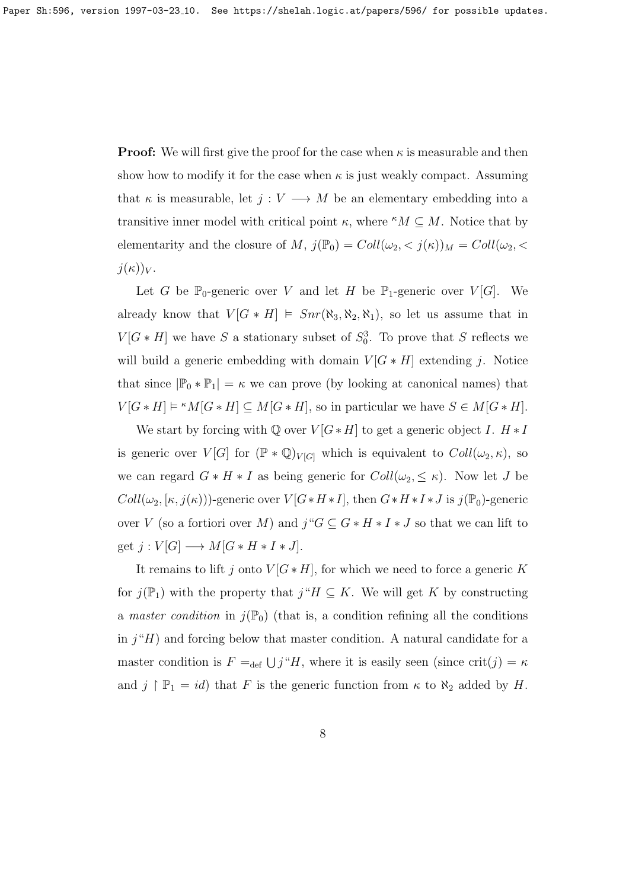**Proof:** We will first give the proof for the case when $\kappa$ is measurable and then show how to modify it for the case when $\kappa$ is just weakly compact. Assuming that $\kappa$ is measurable, let $j : V \longrightarrow M$ be an elementary embedding into a transitive inner model with critical point $\kappa$, where ${}^{\kappa}M \subseteq M$. Notice that by elementarity and the closure of $M$, $j(\mathbb{P}_0) = Coll(\omega_2, < j(\kappa))_M = Coll(\omega_2, < j(\kappa))_V$.

Let $G$ be $\mathbb{P}_0$-generic over $V$ and let $H$ be $\mathbb{P}_1$-generic over $V[G]$. We already know that $V[G * H] \models Snr(\aleph_3, \aleph_2, \aleph_1)$, so let us assume that in $V[G * H]$ we have $S$ a stationary subset of $S^3_0$. To prove that $S$ reflects we will build a generic embedding with domain $V[G * H]$ extending $j$. Notice that since $|\mathbb{P}_0 * \mathbb{P}_1| = \kappa$ we can prove (by looking at canonical names) that $V[G * H] \models {}^{\kappa}M[G * H] \subseteq M[G * H]$, so in particular we have $S \in M[G * H]$.

We start by forcing with $\mathbb{Q}$ over $V[G * H]$ to get a generic object $I$. $H * I$ is generic over $V[G]$ for $(\mathbb{P} * \mathbb{Q})_{V[G]}$ which is equivalent to $Coll(\omega_2, \kappa)$, so we can regard $G * H * I$ as being generic for $Coll(\omega_2, \leq \kappa)$. Now let $J$ be $Coll(\omega_2, [\kappa, j(\kappa)))$-generic over $V[G * H * I]$, then $G * H * I * J$ is $j(\mathbb{P}_0)$-generic over $V$ (so a fortiori over $M$) and $j``G \subseteq G * H * I * J$ so that we can lift to get $j : V[G] \longrightarrow M[G * H * I * J]$.

It remains to lift $j$ onto $V[G * H]$, for which we need to force a generic $K$ for $j(\mathbb{P}_1)$ with the property that $j``H \subseteq K$. We will get $K$ by constructing a *master condition* in $j(\mathbb{P}_0)$ (that is, a condition refining all the conditions in $j``H$) and forcing below that master condition. A natural candidate for a master condition is $F =_{\text{def}} \bigcup j``H$, where it is easily seen (since $\text{crit}(j) = \kappa$ and $j \restriction \mathbb{P}_1 = id$) that $F$ is the generic function from $\kappa$ to $\aleph_2$ added by $H$.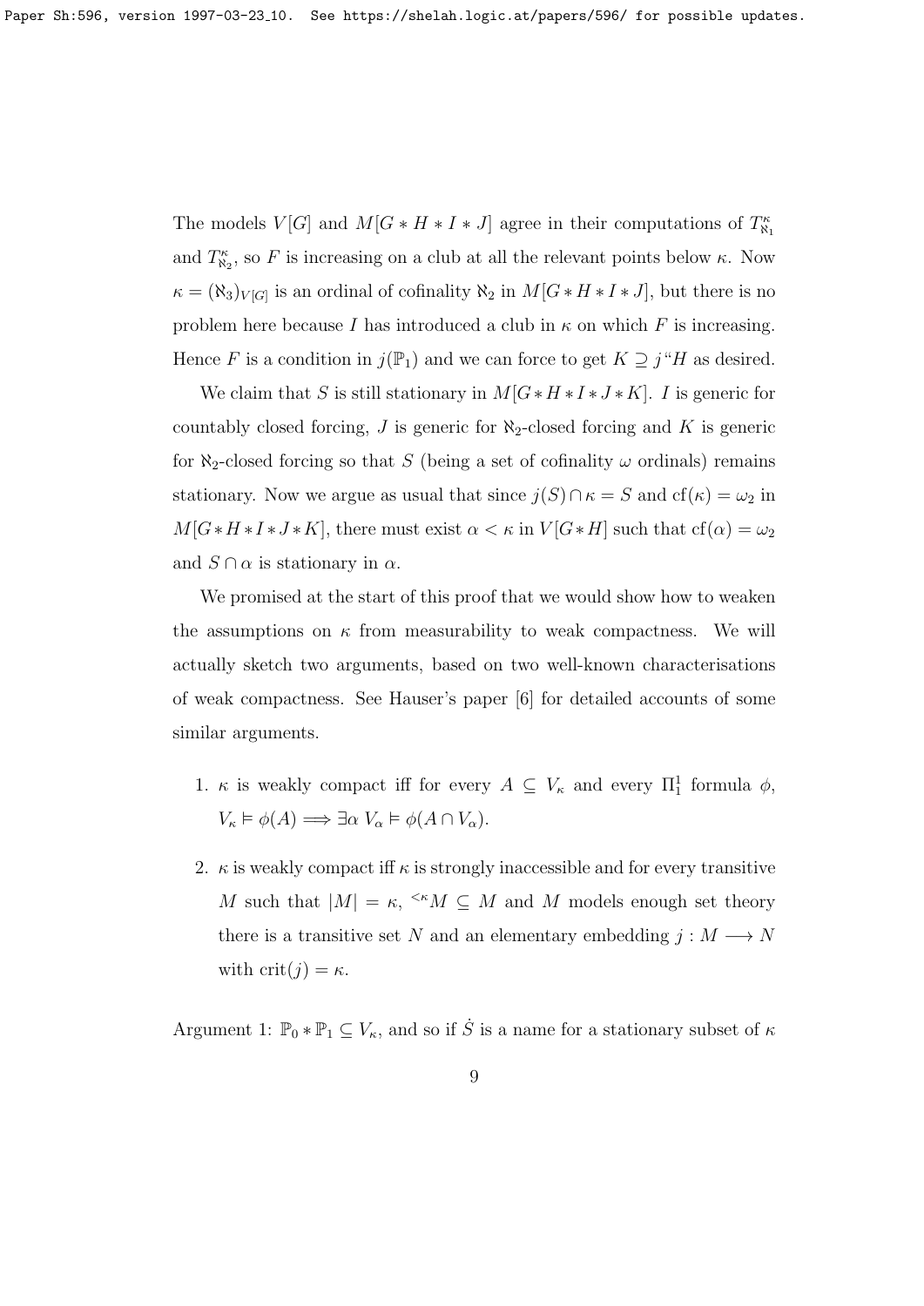The models $V[G]$ and $M[G * H * I * J]$ agree in their computations of $T^\kappa_{\aleph_1}$ and $T^\kappa_{\aleph_2}$, so $F$ is increasing on a club at all the relevant points below $\kappa$. Now $\kappa = (\aleph_3)_{V[G]}$ is an ordinal of cofinality $\aleph_2$ in $M[G * H * I * J]$, but there is no problem here because $I$ has introduced a club in $\kappa$ on which $F$ is increasing. Hence $F$ is a condition in $j(\mathbb{P}_1)$ and we can force to get $K \supseteq j``H$ as desired.

We claim that $S$ is still stationary in $M[G * H * I * J * K]$. $I$ is generic for countably closed forcing, $J$ is generic for $\aleph_2$-closed forcing and $K$ is generic for $\aleph_2$-closed forcing so that $S$ (being a set of cofinality $\omega$ ordinals) remains stationary. Now we argue as usual that since $j(S) \cap \kappa = S$ and $\mathrm{cf}(\kappa) = \omega_2$ in $M[G * H * I * J * K]$, there must exist $\alpha < \kappa$ in $V[G * H]$ such that $\mathrm{cf}(\alpha) = \omega_2$ and $S \cap \alpha$ is stationary in $\alpha$.

We promised at the start of this proof that we would show how to weaken the assumptions on $\kappa$ from measurability to weak compactness. We will actually sketch two arguments, based on two well-known characterisations of weak compactness. See Hauser's paper [6] for detailed accounts of some similar arguments.

1. $\kappa$ is weakly compact iff for every $A \subseteq V_\kappa$ and every $\Pi^1_1$ formula $\phi$, $V_\kappa \models \phi(A) \Longrightarrow \exists \alpha \; V_\alpha \models \phi(A \cap V_\alpha)$.
2. $\kappa$ is weakly compact iff $\kappa$ is strongly inaccessible and for every transitive $M$ such that $|M| = \kappa$, ${}^{<\kappa}M \subseteq M$ and $M$ models enough set theory there is a transitive set $N$ and an elementary embedding $j : M \longrightarrow N$ with $\mathrm{crit}(j) = \kappa$.

Argument 1: $\mathbb{P}_0 * \mathbb{P}_1 \subseteq V_\kappa$, and so if $\dot{S}$ is a name for a stationary subset of $\kappa$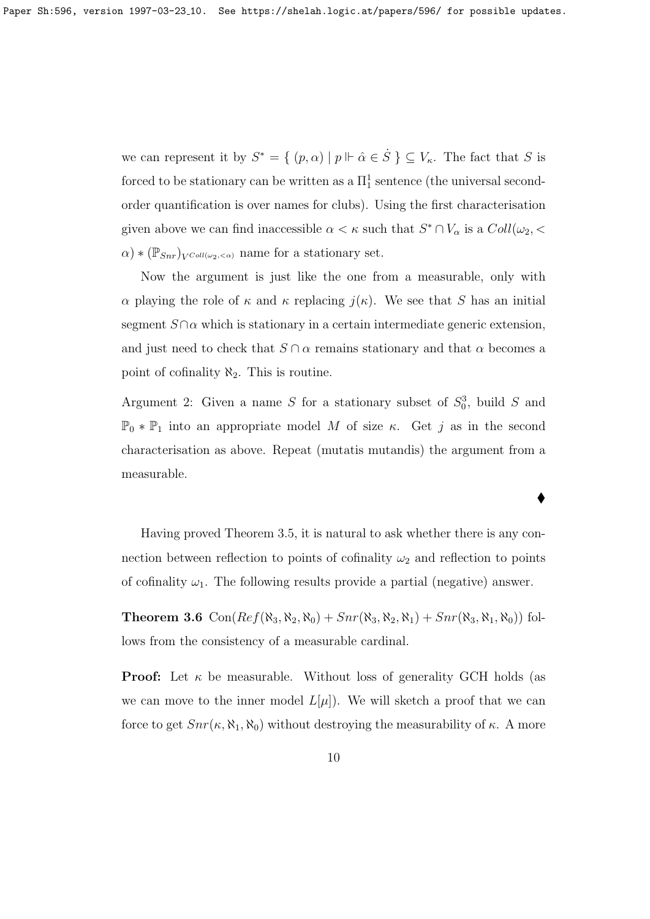we can represent it by $S^* = \{ (p, \alpha) \mid p \Vdash \hat{\alpha} \in \dot{S} \} \subseteq V_\kappa$. The fact that $S$ is forced to be stationary can be written as a $\Pi^1_1$ sentence (the universal second-order quantification is over names for clubs). Using the first characterisation given above we can find inaccessible $\alpha < \kappa$ such that $S^* \cap V_\alpha$ is a $Coll(\omega_2, < \alpha) * (\mathbb{P}_{Snr})_{V^{Coll(\omega_2, <\alpha)}}$ name for a stationary set.

Now the argument is just like the one from a measurable, only with $\alpha$ playing the role of $\kappa$ and $\kappa$ replacing $j(\kappa)$. We see that $S$ has an initial segment $S \cap \alpha$ which is stationary in a certain intermediate generic extension, and just need to check that $S \cap \alpha$ remains stationary and that $\alpha$ becomes a point of cofinality $\aleph_2$. This is routine.

Argument 2: Given a name $S$ for a stationary subset of $S^3_0$, build $S$ and $\mathbb{P}_0 * \mathbb{P}_1$ into an appropriate model $M$ of size $\kappa$. Get $j$ as in the second characterisation as above. Repeat (mutatis mutandis) the argument from a measurable.

$\blacklozenge$

Having proved Theorem 3.5, it is natural to ask whether there is any connection between reflection to points of cofinality $\omega_2$ and reflection to points of cofinality $\omega_1$. The following results provide a partial (negative) answer.

**Theorem 3.6** $\mathrm{Con}(Ref(\aleph_3, \aleph_2, \aleph_0) + Snr(\aleph_3, \aleph_2, \aleph_1) + Snr(\aleph_3, \aleph_1, \aleph_0))$ follows from the consistency of a measurable cardinal.

**Proof:** Let $\kappa$ be measurable. Without loss of generality GCH holds (as we can move to the inner model $L[\mu]$). We will sketch a proof that we can force to get $Snr(\kappa, \aleph_1, \aleph_0)$ without destroying the measurability of $\kappa$. A more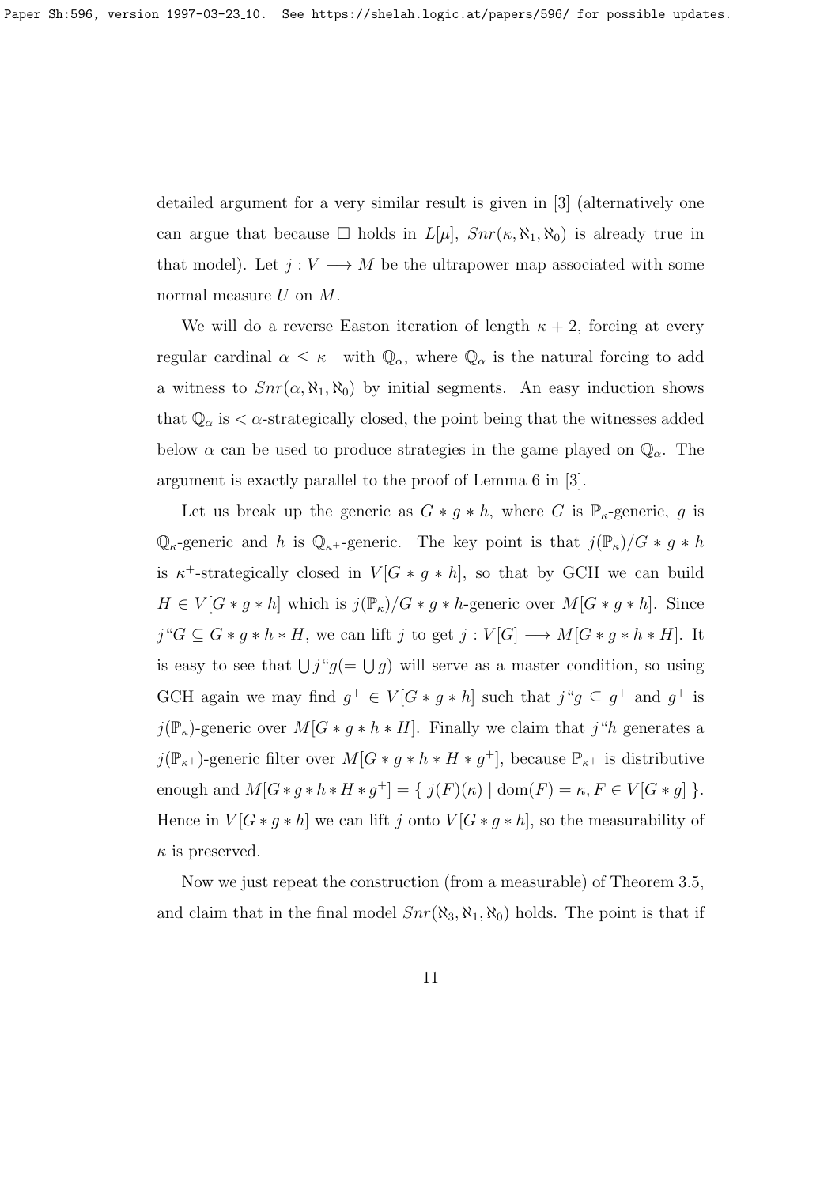detailed argument for a very similar result is given in [3] (alternatively one can argue that because $\Box$ holds in $L[\mu]$, $Snr(\kappa, \aleph_1, \aleph_0)$ is already true in that model). Let $j : V \longrightarrow M$ be the ultrapower map associated with some normal measure $U$ on $M$.

We will do a reverse Easton iteration of length $\kappa + 2$, forcing at every regular cardinal $\alpha \leq \kappa^+$ with $\mathbb{Q}_\alpha$, where $\mathbb{Q}_\alpha$ is the natural forcing to add a witness to $Snr(\alpha, \aleph_1, \aleph_0)$ by initial segments. An easy induction shows that $\mathbb{Q}_\alpha$ is $< \alpha$-strategically closed, the point being that the witnesses added below $\alpha$ can be used to produce strategies in the game played on $\mathbb{Q}_\alpha$. The argument is exactly parallel to the proof of Lemma 6 in [3].

Let us break up the generic as $G * g * h$, where $G$ is $\mathbb{P}_\kappa$-generic, $g$ is $\mathbb{Q}_\kappa$-generic and $h$ is $\mathbb{Q}_{\kappa^+}$-generic. The key point is that $j(\mathbb{P}_\kappa)/G * g * h$ is $\kappa^+$-strategically closed in $V[G * g * h]$, so that by GCH we can build $H \in V[G * g * h]$ which is $j(\mathbb{P}_\kappa)/G * g * h$-generic over $M[G * g * h]$. Since $j``G \subseteq G * g * h * H$, we can lift $j$ to get $j : V[G] \longrightarrow M[G * g * h * H]$. It is easy to see that $\bigcup j``g (= \bigcup g)$ will serve as a master condition, so using GCH again we may find $g^+ \in V[G * g * h]$ such that $j``g \subseteq g^+$ and $g^+$ is $j(\mathbb{P}_\kappa)$-generic over $M[G * g * h * H]$. Finally we claim that $j``h$ generates a $j(\mathbb{P}_{\kappa^+})$-generic filter over $M[G * g * h * H * g^+]$, because $\mathbb{P}_{\kappa^+}$ is distributive enough and $M[G * g * h * H * g^+] = \{ \, j(F)(\kappa) \mid \mathrm{dom}(F) = \kappa, F \in V[G * g] \, \}$. Hence in $V[G * g * h]$ we can lift $j$ onto $V[G * g * h]$, so the measurability of $\kappa$ is preserved.

Now we just repeat the construction (from a measurable) of Theorem 3.5, and claim that in the final model $Snr(\aleph_3, \aleph_1, \aleph_0)$ holds. The point is that if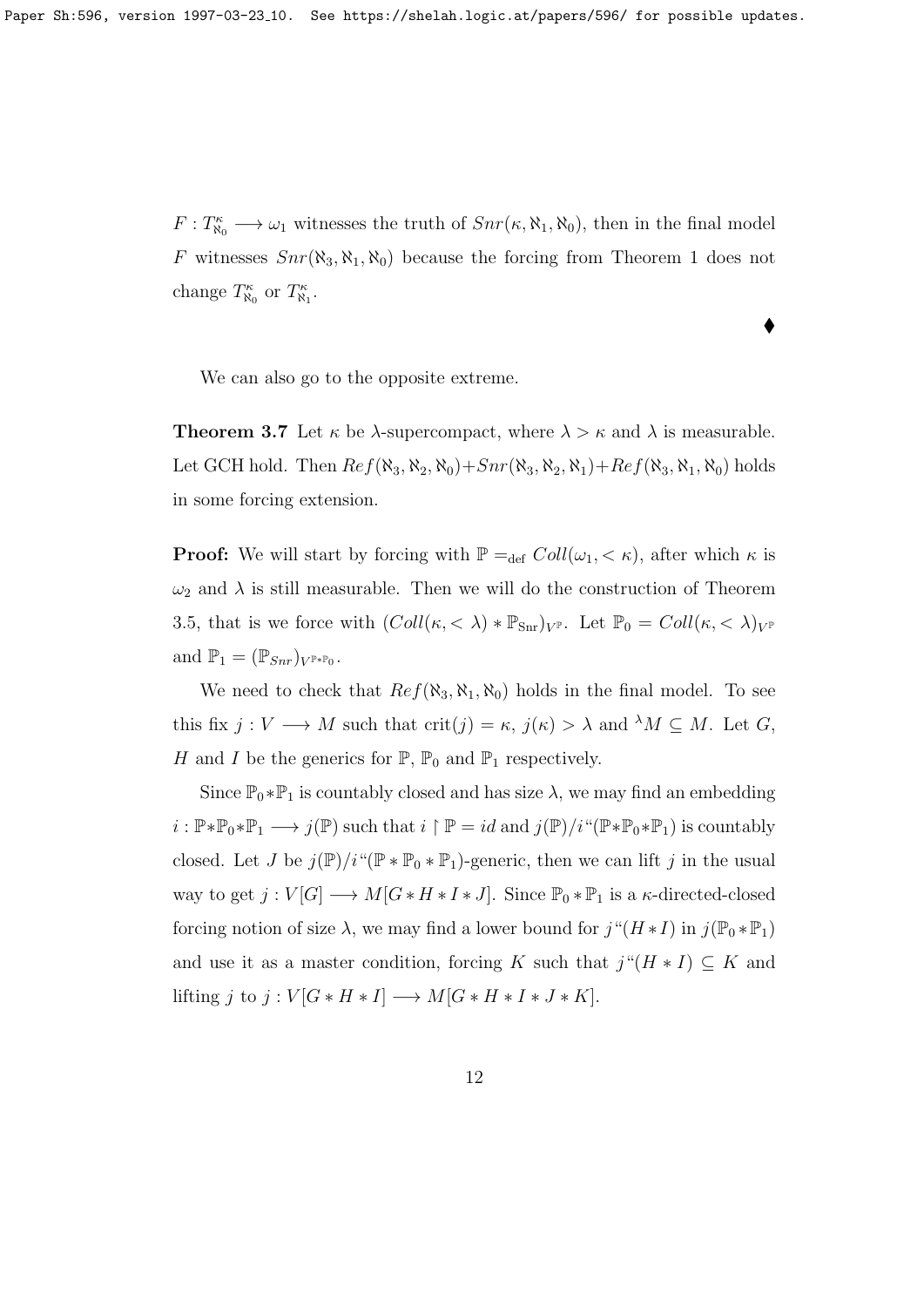$F : T^{\kappa}_{\aleph_0} \longrightarrow \omega_1$ witnesses the truth of $Snr(\kappa, \aleph_1, \aleph_0)$, then in the final model $F$ witnesses $Snr(\aleph_3, \aleph_1, \aleph_0)$ because the forcing from Theorem 1 does not change $T^{\kappa}_{\aleph_0}$ or $T^{\kappa}_{\aleph_1}$.

♦

We can also go to the opposite extreme.

**Theorem 3.7** Let $\kappa$ be $\lambda$-supercompact, where $\lambda > \kappa$ and $\lambda$ is measurable. Let GCH hold. Then $Ref(\aleph_3, \aleph_2, \aleph_0) + Snr(\aleph_3, \aleph_2, \aleph_1) + Ref(\aleph_3, \aleph_1, \aleph_0)$ holds in some forcing extension.

**Proof:** We will start by forcing with $\mathbb{P} =_{\text{def}} Coll(\omega_1, < \kappa)$, after which $\kappa$ is $\omega_2$ and $\lambda$ is still measurable. Then we will do the construction of Theorem 3.5, that is we force with $(Coll(\kappa, < \lambda) * \mathbb{P}_{\text{Snr}})_{V^{\mathbb{P}}}$. Let $\mathbb{P}_0 = Coll(\kappa, < \lambda)_{V^{\mathbb{P}}}$ and $\mathbb{P}_1 = (\mathbb{P}_{Snr})_{V^{\mathbb{P} * \mathbb{P}_0}}$.

We need to check that $Ref(\aleph_3, \aleph_1, \aleph_0)$ holds in the final model. To see this fix $j : V \longrightarrow M$ such that $\text{crit}(j) = \kappa$, $j(\kappa) > \lambda$ and ${}^{\lambda}M \subseteq M$. Let $G$, $H$ and $I$ be the generics for $\mathbb{P}$, $\mathbb{P}_0$ and $\mathbb{P}_1$ respectively.

Since $\mathbb{P}_0 * \mathbb{P}_1$ is countably closed and has size $\lambda$, we may find an embedding $i : \mathbb{P} * \mathbb{P}_0 * \mathbb{P}_1 \longrightarrow j(\mathbb{P})$ such that $i \restriction \mathbb{P} = id$ and $j(\mathbb{P})/i``(\mathbb{P} * \mathbb{P}_0 * \mathbb{P}_1)$ is countably closed. Let $J$ be $j(\mathbb{P})/i``(\mathbb{P} * \mathbb{P}_0 * \mathbb{P}_1)$-generic, then we can lift $j$ in the usual way to get $j : V[G] \longrightarrow M[G * H * I * J]$. Since $\mathbb{P}_0 * \mathbb{P}_1$ is a $\kappa$-directed-closed forcing notion of size $\lambda$, we may find a lower bound for $j``(H * I)$ in $j(\mathbb{P}_0 * \mathbb{P}_1)$ and use it as a master condition, forcing $K$ such that $j``(H * I) \subseteq K$ and lifting $j$ to $j : V[G * H * I] \longrightarrow M[G * H * I * J * K]$.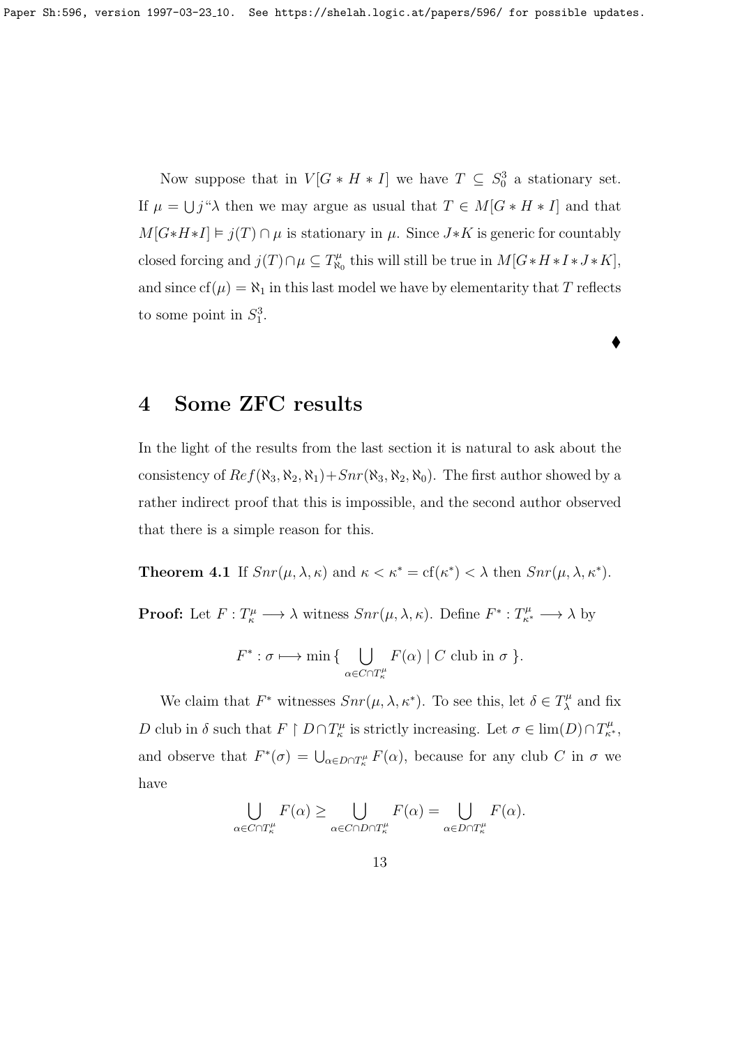Now suppose that in $V[G * H * I]$ we have $T \subseteq S^3_0$ a stationary set. If $\mu = \bigcup j``\lambda$ then we may argue as usual that $T \in M[G * H * I]$ and that $M[G*H*I] \models j(T) \cap \mu$ is stationary in $\mu$. Since $J*K$ is generic for countably closed forcing and $j(T) \cap \mu \subseteq T^{\mu}_{\aleph_0}$ this will still be true in $M[G*H*I*J*K]$, and since $\mathrm{cf}(\mu) = \aleph_1$ in this last model we have by elementarity that $T$ reflects to some point in $S^3_1$.

$\blacklozenge$

# 4 Some ZFC results

In the light of the results from the last section it is natural to ask about the consistency of $Ref(\aleph_3, \aleph_2, \aleph_1) + Snr(\aleph_3, \aleph_2, \aleph_0)$. The first author showed by a rather indirect proof that this is impossible, and the second author observed that there is a simple reason for this.

**Theorem 4.1** If $Snr(\mu, \lambda, \kappa)$ and $\kappa < \kappa^* = \mathrm{cf}(\kappa^*) < \lambda$ then $Snr(\mu, \lambda, \kappa^*)$.

**Proof:** Let $F : T^{\mu}_{\kappa} \longrightarrow \lambda$ witness $Snr(\mu, \lambda, \kappa)$. Define $F^* : T^{\mu}_{\kappa^*} \longrightarrow \lambda$ by

$$F^* : \sigma \longmapsto \min \{ \bigcup_{\alpha \in C \cap T^{\mu}_{\kappa}} F(\alpha) \mid C \text{ club in } \sigma \}.$$

We claim that $F^*$ witnesses $Snr(\mu, \lambda, \kappa^*)$. To see this, let $\delta \in T^{\mu}_{\lambda}$ and fix $D$ club in $\delta$ such that $F \restriction D \cap T^{\mu}_{\kappa}$ is strictly increasing. Let $\sigma \in \lim(D) \cap T^{\mu}_{\kappa^*}$, and observe that $F^*(\sigma) = \bigcup_{\alpha \in D \cap T^{\mu}_{\kappa}} F(\alpha)$, because for any club $C$ in $\sigma$ we have

$$\bigcup_{\alpha \in C \cap T^{\mu}_{\kappa}} F(\alpha) \geq \bigcup_{\alpha \in C \cap D \cap T^{\mu}_{\kappa}} F(\alpha) = \bigcup_{\alpha \in D \cap T^{\mu}_{\kappa}} F(\alpha).$$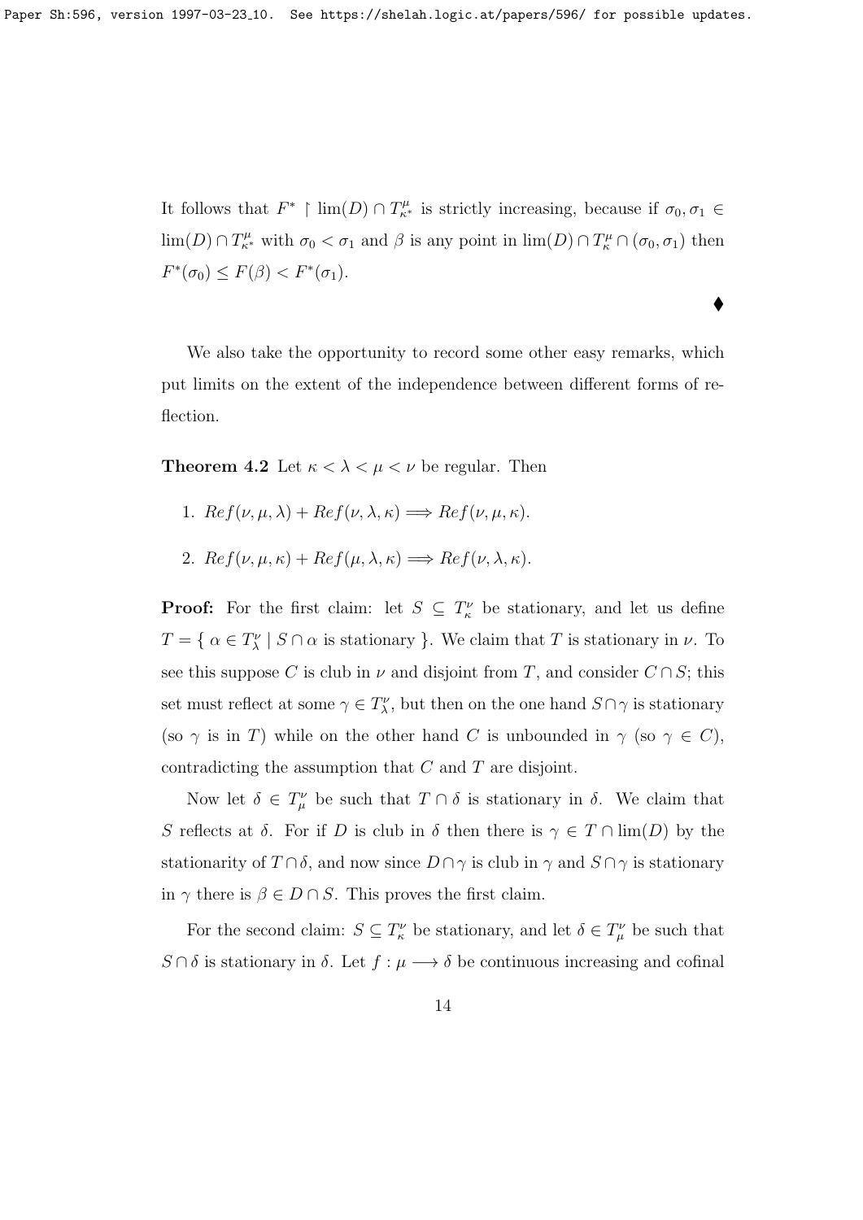It follows that $F^* \restriction \lim(D) \cap T^\mu_{\kappa^*}$ is strictly increasing, because if $\sigma_0, \sigma_1 \in \lim(D) \cap T^\mu_{\kappa^*}$ with $\sigma_0 < \sigma_1$ and $\beta$ is any point in $\lim(D) \cap T^\mu_\kappa \cap (\sigma_0, \sigma_1)$ then $F^*(\sigma_0) \leq F(\beta) < F^*(\sigma_1)$.

$\blacklozenge$

We also take the opportunity to record some other easy remarks, which put limits on the extent of the independence between different forms of reflection.

**Theorem 4.2** Let $\kappa < \lambda < \mu < \nu$ be regular. Then

1. $Ref(\nu, \mu, \lambda) + Ref(\nu, \lambda, \kappa) \Longrightarrow Ref(\nu, \mu, \kappa)$.
2. $Ref(\nu, \mu, \kappa) + Ref(\mu, \lambda, \kappa) \Longrightarrow Ref(\nu, \lambda, \kappa)$.

**Proof:** For the first claim: let $S \subseteq T^\nu_\kappa$ be stationary, and let us define $T = \{ \alpha \in T^\nu_\lambda \mid S \cap \alpha \text{ is stationary} \}$. We claim that $T$ is stationary in $\nu$. To see this suppose $C$ is club in $\nu$ and disjoint from $T$, and consider $C \cap S$; this set must reflect at some $\gamma \in T^\nu_\lambda$, but then on the one hand $S \cap \gamma$ is stationary (so $\gamma$ is in $T$) while on the other hand $C$ is unbounded in $\gamma$ (so $\gamma \in C$), contradicting the assumption that $C$ and $T$ are disjoint.

Now let $\delta \in T^\nu_\mu$ be such that $T \cap \delta$ is stationary in $\delta$. We claim that $S$ reflects at $\delta$. For if $D$ is club in $\delta$ then there is $\gamma \in T \cap \lim(D)$ by the stationarity of $T \cap \delta$, and now since $D \cap \gamma$ is club in $\gamma$ and $S \cap \gamma$ is stationary in $\gamma$ there is $\beta \in D \cap S$. This proves the first claim.

For the second claim: $S \subseteq T^\nu_\kappa$ be stationary, and let $\delta \in T^\nu_\mu$ be such that $S \cap \delta$ is stationary in $\delta$. Let $f : \mu \longrightarrow \delta$ be continuous increasing and cofinal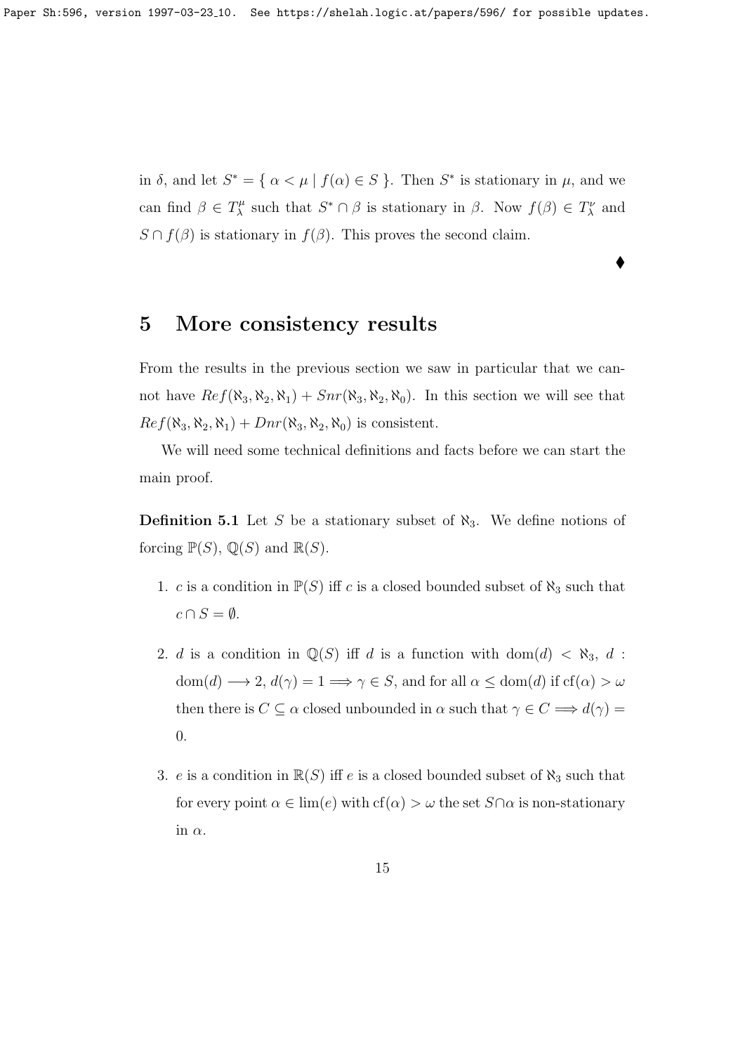in $\delta$, and let $S^* = \{ \alpha < \mu \mid f(\alpha) \in S \}$. Then $S^*$ is stationary in $\mu$, and we can find $\beta \in T^\mu_\lambda$ such that $S^* \cap \beta$ is stationary in $\beta$. Now $f(\beta) \in T^\nu_\lambda$ and $S \cap f(\beta)$ is stationary in $f(\beta)$. This proves the second claim.

♦

## 5 More consistency results

From the results in the previous section we saw in particular that we cannot have $Ref(\aleph_3, \aleph_2, \aleph_1) + Snr(\aleph_3, \aleph_2, \aleph_0)$. In this section we will see that $Ref(\aleph_3, \aleph_2, \aleph_1) + Dnr(\aleph_3, \aleph_2, \aleph_0)$ is consistent.

We will need some technical definitions and facts before we can start the main proof.

**Definition 5.1** Let $S$ be a stationary subset of $\aleph_3$. We define notions of forcing $\mathbb{P}(S)$, $\mathbb{Q}(S)$ and $\mathbb{R}(S)$.

1. $c$ is a condition in $\mathbb{P}(S)$ iff $c$ is a closed bounded subset of $\aleph_3$ such that $c \cap S = \emptyset$.
2. $d$ is a condition in $\mathbb{Q}(S)$ iff $d$ is a function with $\mathrm{dom}(d) < \aleph_3$, $d : \mathrm{dom}(d) \longrightarrow 2$, $d(\gamma) = 1 \Longrightarrow \gamma \in S$, and for all $\alpha \leq \mathrm{dom}(d)$ if $\mathrm{cf}(\alpha) > \omega$ then there is $C \subseteq \alpha$ closed unbounded in $\alpha$ such that $\gamma \in C \Longrightarrow d(\gamma) = 0$.
3. $e$ is a condition in $\mathbb{R}(S)$ iff $e$ is a closed bounded subset of $\aleph_3$ such that for every point $\alpha \in \lim(e)$ with $\mathrm{cf}(\alpha) > \omega$ the set $S \cap \alpha$ is non-stationary in $\alpha$.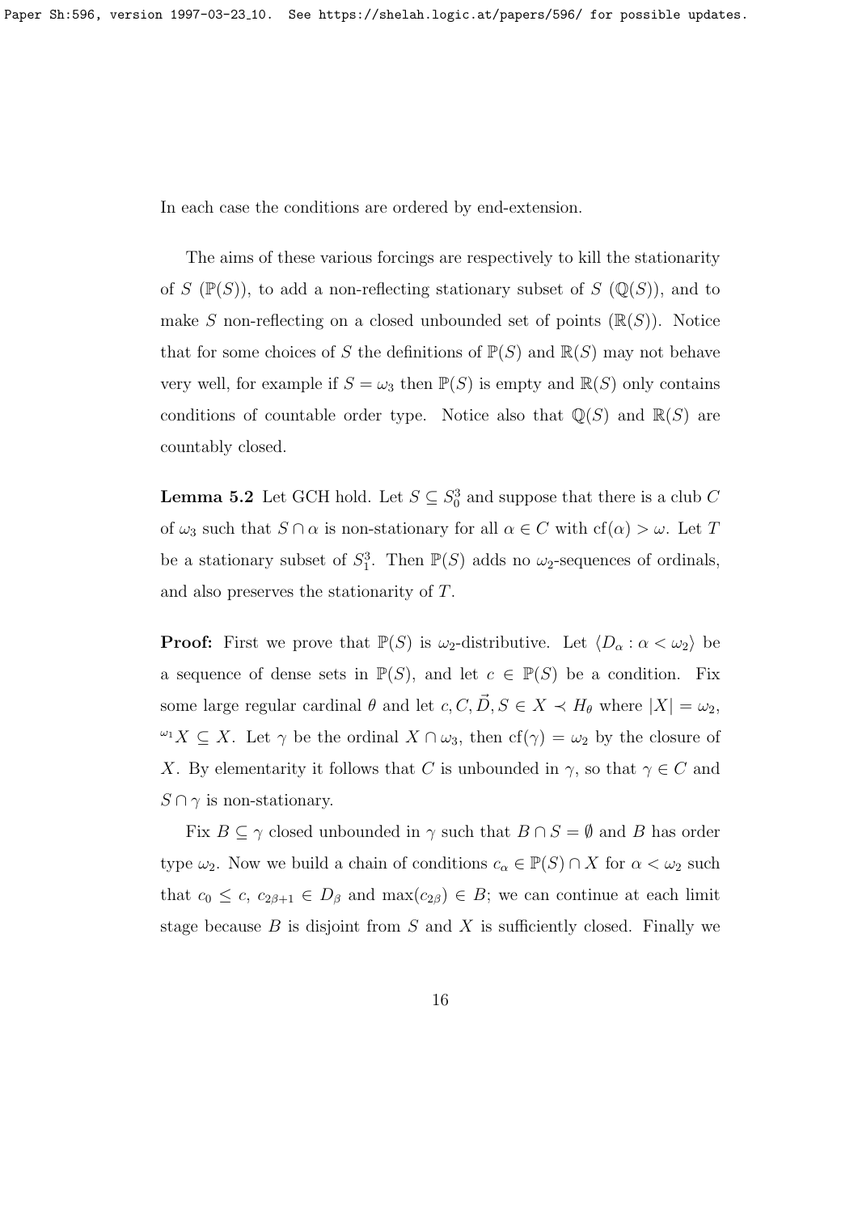In each case the conditions are ordered by end-extension.

The aims of these various forcings are respectively to kill the stationarity of $S$ ($\mathbb{P}(S)$), to add a non-reflecting stationary subset of $S$ ($\mathbb{Q}(S)$), and to make $S$ non-reflecting on a closed unbounded set of points ($\mathbb{R}(S)$). Notice that for some choices of $S$ the definitions of $\mathbb{P}(S)$ and $\mathbb{R}(S)$ may not behave very well, for example if $S = \omega_3$ then $\mathbb{P}(S)$ is empty and $\mathbb{R}(S)$ only contains conditions of countable order type. Notice also that $\mathbb{Q}(S)$ and $\mathbb{R}(S)$ are countably closed.

**Lemma 5.2** Let GCH hold. Let $S \subseteq S^3_0$ and suppose that there is a club $C$ of $\omega_3$ such that $S \cap \alpha$ is non-stationary for all $\alpha \in C$ with $\mathrm{cf}(\alpha) > \omega$. Let $T$ be a stationary subset of $S^3_1$. Then $\mathbb{P}(S)$ adds no $\omega_2$-sequences of ordinals, and also preserves the stationarity of $T$.

**Proof:** First we prove that $\mathbb{P}(S)$ is $\omega_2$-distributive. Let $\langle D_\alpha : \alpha < \omega_2 \rangle$ be a sequence of dense sets in $\mathbb{P}(S)$, and let $c \in \mathbb{P}(S)$ be a condition. Fix some large regular cardinal $\theta$ and let $c, C, \vec{D}, S \in X \prec H_\theta$ where $|X| = \omega_2$, ${}^{\omega_1}X \subseteq X$. Let $\gamma$ be the ordinal $X \cap \omega_3$, then $\mathrm{cf}(\gamma) = \omega_2$ by the closure of $X$. By elementarity it follows that $C$ is unbounded in $\gamma$, so that $\gamma \in C$ and $S \cap \gamma$ is non-stationary.

Fix $B \subseteq \gamma$ closed unbounded in $\gamma$ such that $B \cap S = \emptyset$ and $B$ has order type $\omega_2$. Now we build a chain of conditions $c_\alpha \in \mathbb{P}(S) \cap X$ for $\alpha < \omega_2$ such that $c_0 \leq c$, $c_{2\beta+1} \in D_\beta$ and $\max(c_{2\beta}) \in B$; we can continue at each limit stage because $B$ is disjoint from $S$ and $X$ is sufficiently closed. Finally we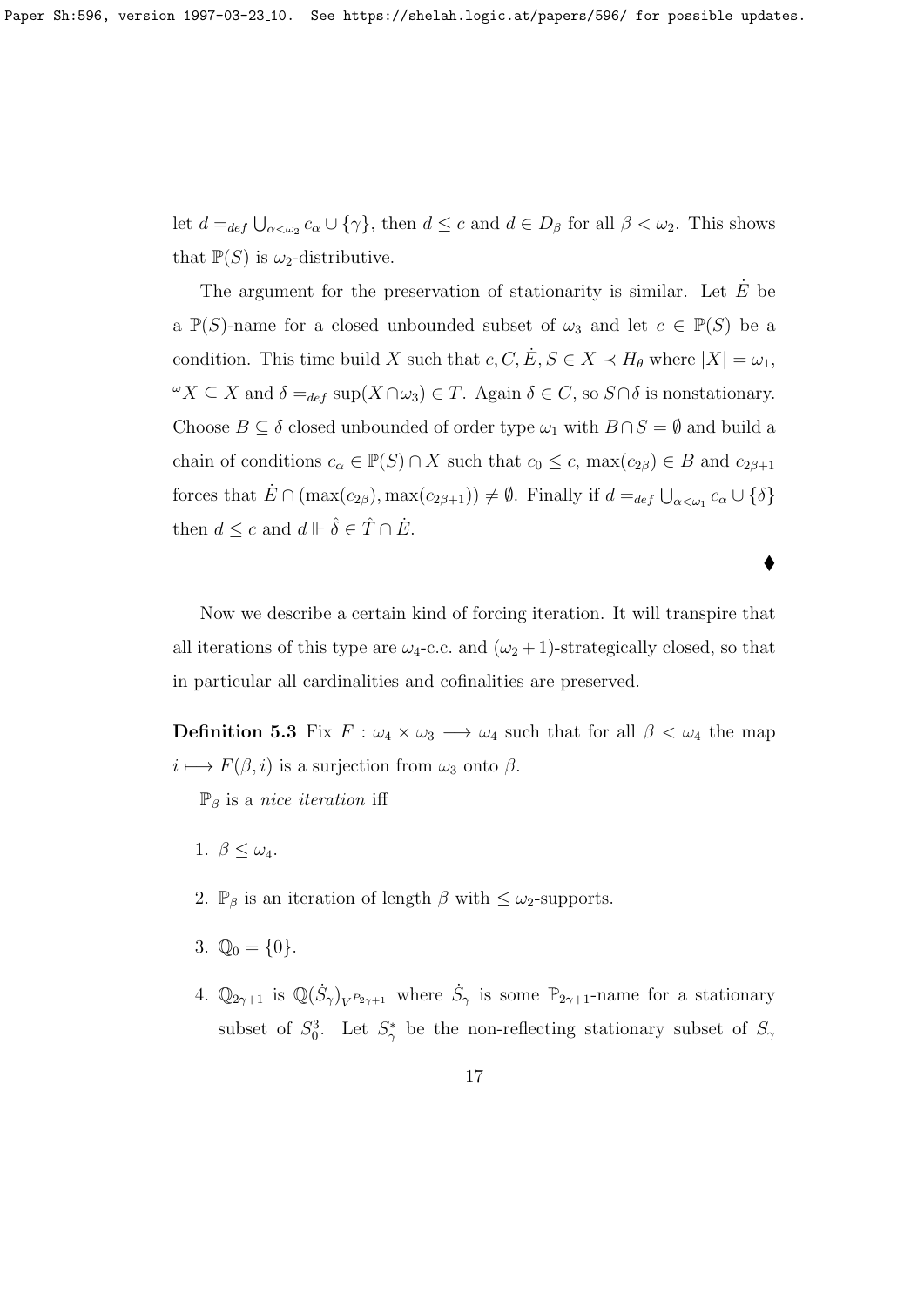let $d =_{def} \bigcup_{\alpha < \omega_2} c_\alpha \cup \{\gamma\}$, then $d \leq c$ and $d \in D_\beta$ for all $\beta < \omega_2$. This shows that $\mathbb{P}(S)$ is $\omega_2$-distributive.

The argument for the preservation of stationarity is similar. Let $\dot{E}$ be a $\mathbb{P}(S)$-name for a closed unbounded subset of $\omega_3$ and let $c \in \mathbb{P}(S)$ be a condition. This time build $X$ such that $c, C, \dot{E}, S \in X \prec H_\theta$ where $|X| = \omega_1$, ${}^{\omega}X \subseteq X$ and $\delta =_{def} \sup(X \cap \omega_3) \in T$. Again $\delta \in C$, so $S \cap \delta$ is nonstationary. Choose $B \subseteq \delta$ closed unbounded of order type $\omega_1$ with $B \cap S = \emptyset$ and build a chain of conditions $c_\alpha \in \mathbb{P}(S) \cap X$ such that $c_0 \leq c$, $\max(c_{2\beta}) \in B$ and $c_{2\beta+1}$ forces that $\dot{E} \cap (\max(c_{2\beta}), \max(c_{2\beta+1})) \neq \emptyset$. Finally if $d =_{def} \bigcup_{\alpha < \omega_1} c_\alpha \cup \{\delta\}$ then $d \leq c$ and $d \Vdash \hat{\delta} \in \hat{T} \cap \dot{E}$.

♦

Now we describe a certain kind of forcing iteration. It will transpire that all iterations of this type are $\omega_4$-c.c. and $(\omega_2 + 1)$-strategically closed, so that in particular all cardinalities and cofinalities are preserved.

**Definition 5.3** Fix $F : \omega_4 \times \omega_3 \longrightarrow \omega_4$ such that for all $\beta < \omega_4$ the map $i \longmapsto F(\beta, i)$ is a surjection from $\omega_3$ onto $\beta$.

$\mathbb{P}_\beta$ is a *nice iteration* iff

1. $\beta \leq \omega_4$.
2. $\mathbb{P}_\beta$ is an iteration of length $\beta$ with $\leq \omega_2$-supports.
3. $\mathbb{Q}_0 = \{0\}$.
4. $\mathbb{Q}_{2\gamma+1}$ is $\mathbb{Q}(\dot{S}_\gamma)_{V^{P_{2\gamma+1}}}$ where $\dot{S}_\gamma$ is some $\mathbb{P}_{2\gamma+1}$-name for a stationary subset of $S^3_0$. Let $S^*_\gamma$ be the non-reflecting stationary subset of $S_\gamma$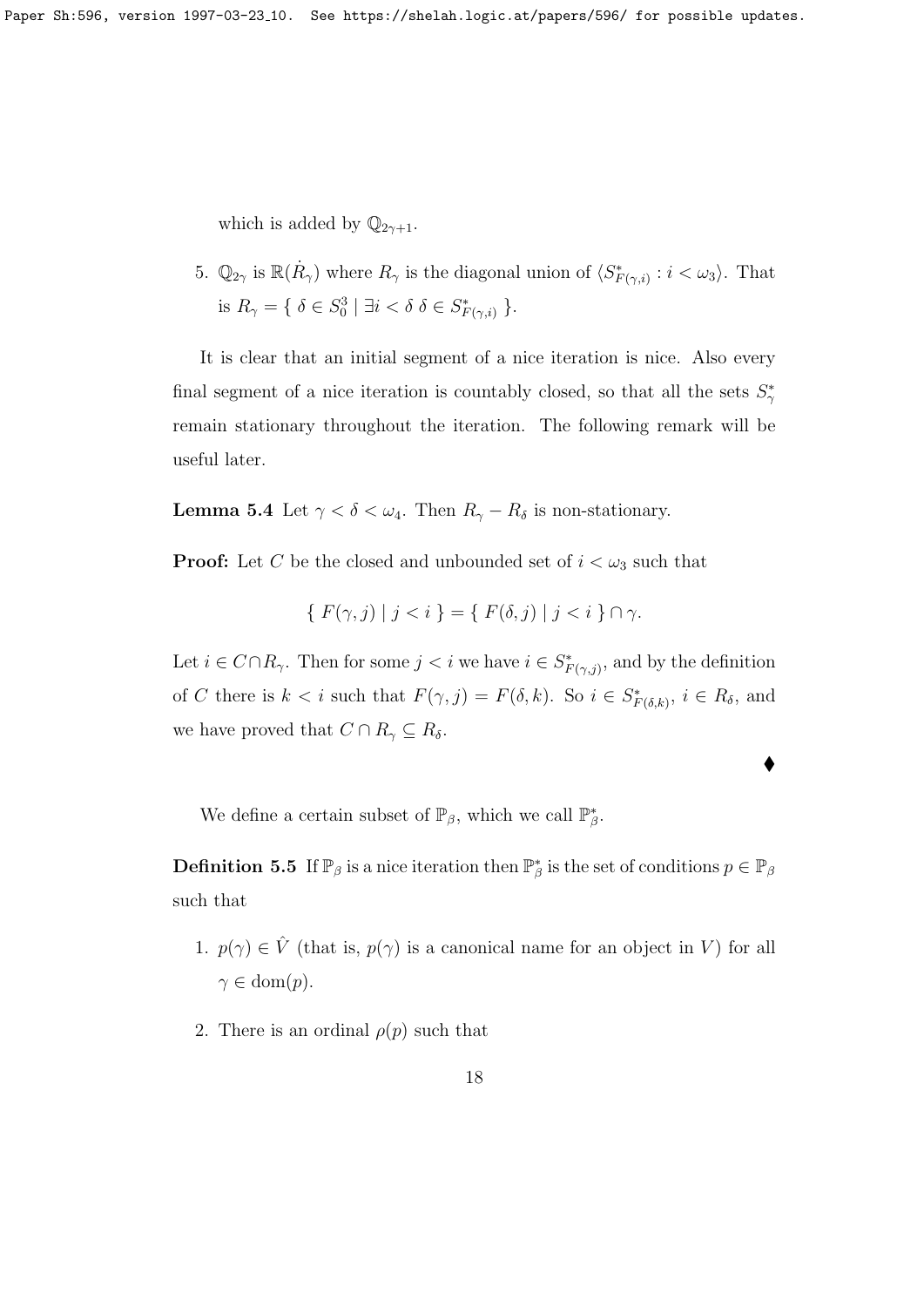which is added by $\mathbb{Q}_{2\gamma+1}$.

5. $\mathbb{Q}_{2\gamma}$ is $\mathbb{R}(\dot{R}_\gamma)$ where $R_\gamma$ is the diagonal union of $\langle S^*_{F(\gamma,i)} : i < \omega_3 \rangle$. That is $R_\gamma = \{ \ \delta \in S^3_0 \mid \exists i < \delta \ \delta \in S^*_{F(\gamma,i)} \ \}$.

It is clear that an initial segment of a nice iteration is nice. Also every final segment of a nice iteration is countably closed, so that all the sets $S^*_\gamma$ remain stationary throughout the iteration. The following remark will be useful later.

**Lemma 5.4** Let $\gamma < \delta < \omega_4$. Then $R_\gamma - R_\delta$ is non-stationary.

**Proof:** Let $C$ be the closed and unbounded set of $i < \omega_3$ such that

$$\{ \ F(\gamma, j) \mid j < i \ \} = \{ \ F(\delta, j) \mid j < i \ \} \cap \gamma.$$

Let $i \in C \cap R_\gamma$. Then for some $j < i$ we have $i \in S^*_{F(\gamma,j)}$, and by the definition of $C$ there is $k < i$ such that $F(\gamma, j) = F(\delta, k)$. So $i \in S^*_{F(\delta,k)}$, $i \in R_\delta$, and we have proved that $C \cap R_\gamma \subseteq R_\delta$.

♦

We define a certain subset of $\mathbb{P}_\beta$, which we call $\mathbb{P}^*_\beta$.

**Definition 5.5** If $\mathbb{P}_\beta$ is a nice iteration then $\mathbb{P}^*_\beta$ is the set of conditions $p \in \mathbb{P}_\beta$ such that

1. $p(\gamma) \in \hat{V}$ (that is, $p(\gamma)$ is a canonical name for an object in $V$) for all $\gamma \in \mathrm{dom}(p)$.

2. There is an ordinal $\rho(p)$ such that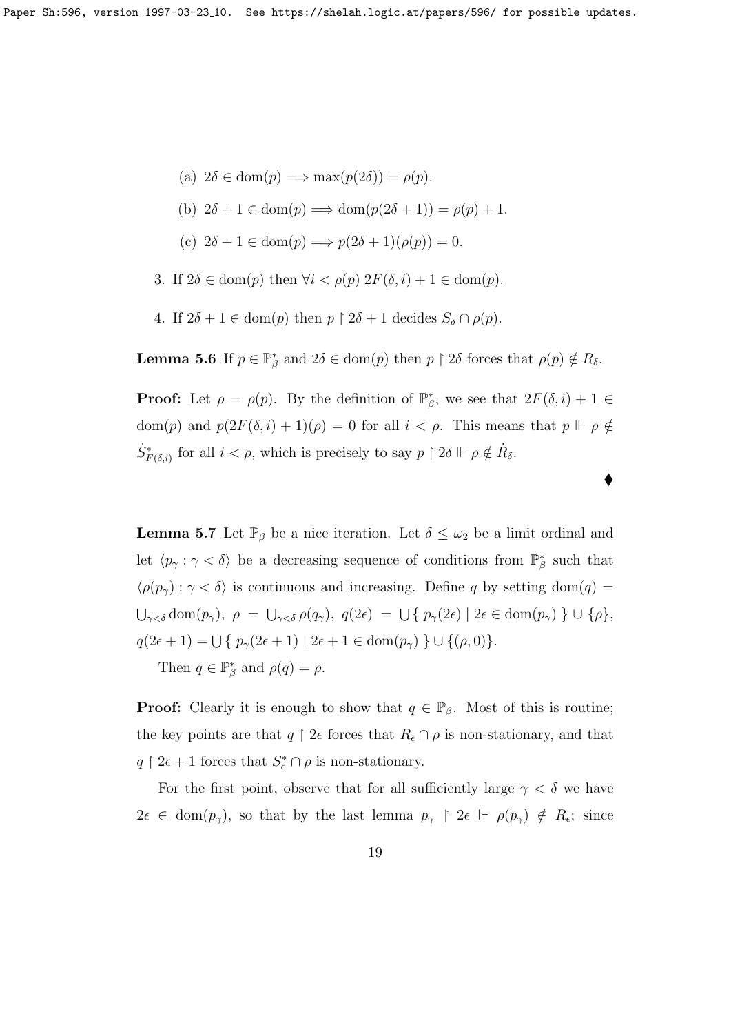(a) $2\delta \in \mathrm{dom}(p) \Longrightarrow \max(p(2\delta)) = \rho(p)$.

(b) $2\delta + 1 \in \mathrm{dom}(p) \Longrightarrow \mathrm{dom}(p(2\delta + 1)) = \rho(p) + 1$.

(c) $2\delta + 1 \in \mathrm{dom}(p) \Longrightarrow p(2\delta + 1)(\rho(p)) = 0$.

3. If $2\delta \in \mathrm{dom}(p)$ then $\forall i < \rho(p)\ 2F(\delta, i) + 1 \in \mathrm{dom}(p)$.

4. If $2\delta + 1 \in \mathrm{dom}(p)$ then $p \restriction 2\delta + 1$ decides $S_\delta \cap \rho(p)$.

**Lemma 5.6** If $p \in \mathbb{P}^*_\beta$ and $2\delta \in \mathrm{dom}(p)$ then $p \restriction 2\delta$ forces that $\rho(p) \notin R_\delta$.

**Proof:** Let $\rho = \rho(p)$. By the definition of $\mathbb{P}^*_\beta$, we see that $2F(\delta, i) + 1 \in \mathrm{dom}(p)$ and $p(2F(\delta, i) + 1)(\rho) = 0$ for all $i < \rho$. This means that $p \Vdash \rho \notin \dot{S}^*_{F(\delta,i)}$ for all $i < \rho$, which is precisely to say $p \restriction 2\delta \Vdash \rho \notin \dot{R}_\delta$.

♦

**Lemma 5.7** Let $\mathbb{P}_\beta$ be a nice iteration. Let $\delta \leq \omega_2$ be a limit ordinal and let $\langle p_\gamma : \gamma < \delta \rangle$ be a decreasing sequence of conditions from $\mathbb{P}^*_\beta$ such that $\langle \rho(p_\gamma) : \gamma < \delta \rangle$ is continuous and increasing. Define $q$ by setting $\mathrm{dom}(q) = \bigcup_{\gamma < \delta} \mathrm{dom}(p_\gamma)$, $\rho = \bigcup_{\gamma < \delta} \rho(q_\gamma)$, $q(2\epsilon) = \bigcup \{\, p_\gamma(2\epsilon) \mid 2\epsilon \in \mathrm{dom}(p_\gamma) \,\} \cup \{\rho\}$, $q(2\epsilon + 1) = \bigcup \{\, p_\gamma(2\epsilon + 1) \mid 2\epsilon + 1 \in \mathrm{dom}(p_\gamma) \,\} \cup \{(\rho, 0)\}$.

Then $q \in \mathbb{P}^*_\beta$ and $\rho(q) = \rho$.

**Proof:** Clearly it is enough to show that $q \in \mathbb{P}_\beta$. Most of this is routine; the key points are that $q \restriction 2\epsilon$ forces that $R_\epsilon \cap \rho$ is non-stationary, and that $q \restriction 2\epsilon + 1$ forces that $S^*_\epsilon \cap \rho$ is non-stationary.

For the first point, observe that for all sufficiently large $\gamma < \delta$ we have $2\epsilon \in \mathrm{dom}(p_\gamma)$, so that by the last lemma $p_\gamma \restriction 2\epsilon \Vdash \rho(p_\gamma) \notin R_\epsilon$; since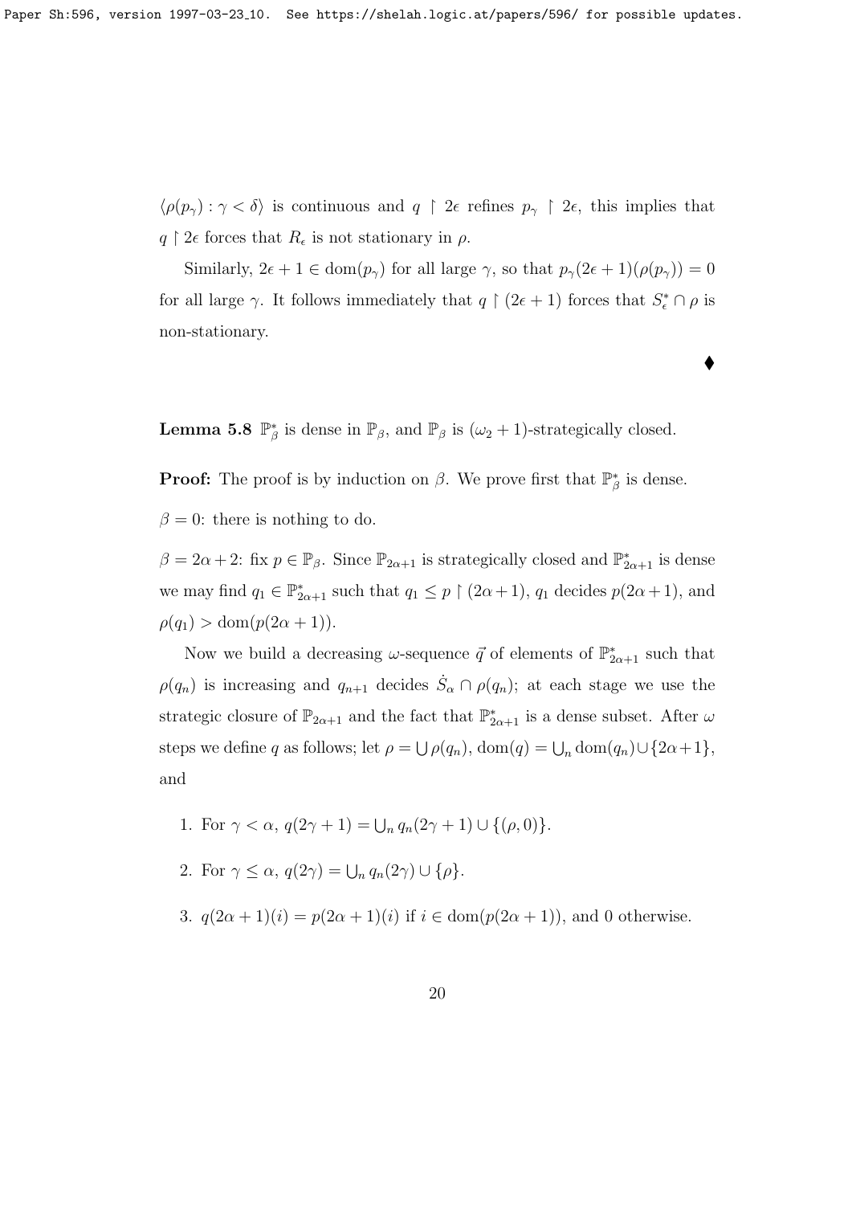$\langle \rho(p_\gamma) : \gamma < \delta \rangle$ is continuous and $q \restriction 2\epsilon$ refines $p_\gamma \restriction 2\epsilon$, this implies that $q \restriction 2\epsilon$ forces that $R_\epsilon$ is not stationary in $\rho$.

Similarly, $2\epsilon + 1 \in \mathrm{dom}(p_\gamma)$ for all large $\gamma$, so that $p_\gamma(2\epsilon + 1)(\rho(p_\gamma)) = 0$ for all large $\gamma$. It follows immediately that $q \restriction (2\epsilon + 1)$ forces that $S^*_\epsilon \cap \rho$ is non-stationary.

♦

**Lemma 5.8** $\mathbb{P}^*_\beta$ is dense in $\mathbb{P}_\beta$, and $\mathbb{P}_\beta$ is $(\omega_2 + 1)$-strategically closed.

**Proof:** The proof is by induction on $\beta$. We prove first that $\mathbb{P}^*_\beta$ is dense.

$\beta = 0$: there is nothing to do.

$\beta = 2\alpha + 2$: fix $p \in \mathbb{P}_\beta$. Since $\mathbb{P}_{2\alpha+1}$ is strategically closed and $\mathbb{P}^*_{2\alpha+1}$ is dense we may find $q_1 \in \mathbb{P}^*_{2\alpha+1}$ such that $q_1 \leq p \restriction (2\alpha + 1)$, $q_1$ decides $p(2\alpha + 1)$, and $\rho(q_1) > \mathrm{dom}(p(2\alpha + 1))$.

Now we build a decreasing $\omega$-sequence $\vec{q}$ of elements of $\mathbb{P}^*_{2\alpha+1}$ such that $\rho(q_n)$ is increasing and $q_{n+1}$ decides $\dot{S}_\alpha \cap \rho(q_n)$; at each stage we use the strategic closure of $\mathbb{P}_{2\alpha+1}$ and the fact that $\mathbb{P}^*_{2\alpha+1}$ is a dense subset. After $\omega$ steps we define $q$ as follows; let $\rho = \bigcup \rho(q_n)$, $\mathrm{dom}(q) = \bigcup_n \mathrm{dom}(q_n) \cup \{2\alpha + 1\}$, and

1. For $\gamma < \alpha$, $q(2\gamma + 1) = \bigcup_n q_n(2\gamma + 1) \cup \{(\rho, 0)\}$.
2. For $\gamma \leq \alpha$, $q(2\gamma) = \bigcup_n q_n(2\gamma) \cup \{\rho\}$.
3. $q(2\alpha + 1)(i) = p(2\alpha + 1)(i)$ if $i \in \mathrm{dom}(p(2\alpha + 1))$, and 0 otherwise.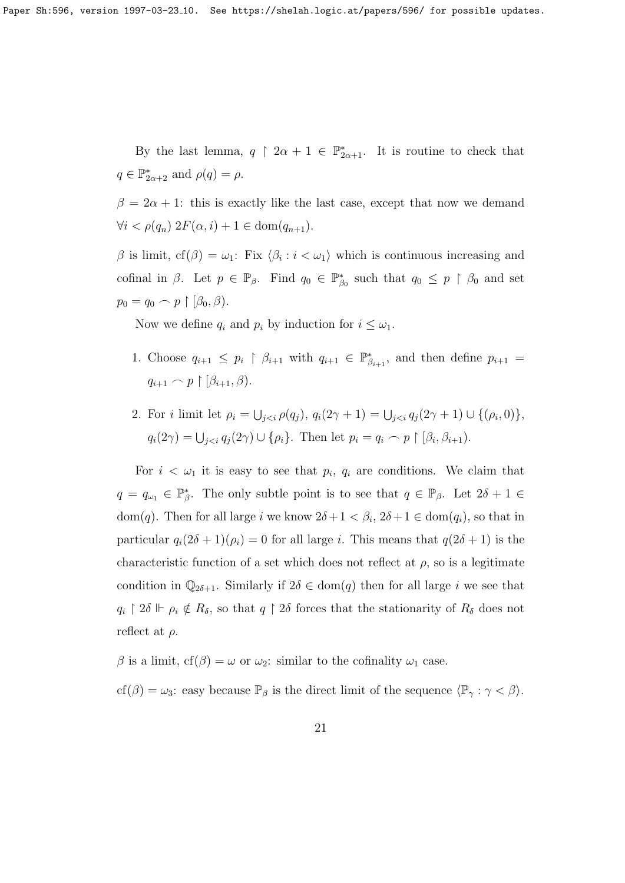By the last lemma, $q \restriction 2\alpha + 1 \in \mathbb{P}^*_{2\alpha+1}$. It is routine to check that $q \in \mathbb{P}^*_{2\alpha+2}$ and $\rho(q) = \rho$.

$\beta = 2\alpha + 1$: this is exactly like the last case, except that now we demand $\forall i < \rho(q_n)\ 2F(\alpha, i) + 1 \in \mathrm{dom}(q_{n+1})$.

$\beta$ is limit, $\mathrm{cf}(\beta) = \omega_1$: Fix $\langle \beta_i : i < \omega_1 \rangle$ which is continuous increasing and cofinal in $\beta$. Let $p \in \mathbb{P}_\beta$. Find $q_0 \in \mathbb{P}^*_{\beta_0}$ such that $q_0 \leq p \restriction \beta_0$ and set $p_0 = q_0 \frown p \restriction [\beta_0, \beta)$.

Now we define $q_i$ and $p_i$ by induction for $i \leq \omega_1$.

1. Choose $q_{i+1} \leq p_i \restriction \beta_{i+1}$ with $q_{i+1} \in \mathbb{P}^*_{\beta_{i+1}}$, and then define $p_{i+1} = q_{i+1} \frown p \restriction [\beta_{i+1}, \beta)$.
2. For $i$ limit let $\rho_i = \bigcup_{j<i} \rho(q_j)$, $q_i(2\gamma + 1) = \bigcup_{j<i} q_j(2\gamma + 1) \cup \{(\rho_i, 0)\}$, $q_i(2\gamma) = \bigcup_{j<i} q_j(2\gamma) \cup \{\rho_i\}$. Then let $p_i = q_i \frown p \restriction [\beta_i, \beta_{i+1})$.

For $i < \omega_1$ it is easy to see that $p_i$, $q_i$ are conditions. We claim that $q = q_{\omega_1} \in \mathbb{P}^*_\beta$. The only subtle point is to see that $q \in \mathbb{P}_\beta$. Let $2\delta + 1 \in \mathrm{dom}(q)$. Then for all large $i$ we know $2\delta + 1 < \beta_i$, $2\delta + 1 \in \mathrm{dom}(q_i)$, so that in particular $q_i(2\delta + 1)(\rho_i) = 0$ for all large $i$. This means that $q(2\delta + 1)$ is the characteristic function of a set which does not reflect at $\rho$, so is a legitimate condition in $\mathbb{Q}_{2\delta+1}$. Similarly if $2\delta \in \mathrm{dom}(q)$ then for all large $i$ we see that $q_i \restriction 2\delta \Vdash \rho_i \notin R_\delta$, so that $q \restriction 2\delta$ forces that the stationarity of $R_\delta$ does not reflect at $\rho$.

$\beta$ is a limit, $\mathrm{cf}(\beta) = \omega$ or $\omega_2$: similar to the cofinality $\omega_1$ case.

$\mathrm{cf}(\beta) = \omega_3$: easy because $\mathbb{P}_\beta$ is the direct limit of the sequence $\langle \mathbb{P}_\gamma : \gamma < \beta \rangle$.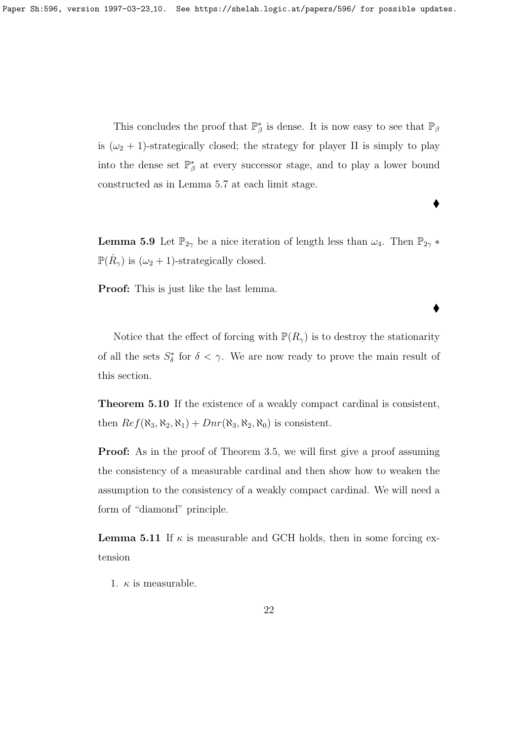This concludes the proof that $\mathbb{P}^*_\beta$ is dense. It is now easy to see that $\mathbb{P}_\beta$ is $(\omega_2 + 1)$-strategically closed; the strategy for player II is simply to play into the dense set $\mathbb{P}^*_\beta$ at every successor stage, and to play a lower bound constructed as in Lemma 5.7 at each limit stage.

♦

**Lemma 5.9** Let $\mathbb{P}_{2\gamma}$ be a nice iteration of length less than $\omega_4$. Then $\mathbb{P}_{2\gamma} * \mathbb{P}(\dot{R}_\gamma)$ is $(\omega_2 + 1)$-strategically closed.

**Proof:** This is just like the last lemma.

♦

Notice that the effect of forcing with $\mathbb{P}(R_\gamma)$ is to destroy the stationarity of all the sets $S^*_\delta$ for $\delta < \gamma$. We are now ready to prove the main result of this section.

**Theorem 5.10** If the existence of a weakly compact cardinal is consistent, then $Ref(\aleph_3, \aleph_2, \aleph_1) + Dnr(\aleph_3, \aleph_2, \aleph_0)$ is consistent.

**Proof:** As in the proof of Theorem 3.5, we will first give a proof assuming the consistency of a measurable cardinal and then show how to weaken the assumption to the consistency of a weakly compact cardinal. We will need a form of "diamond" principle.

**Lemma 5.11** If $\kappa$ is measurable and GCH holds, then in some forcing extension

1. $\kappa$ is measurable.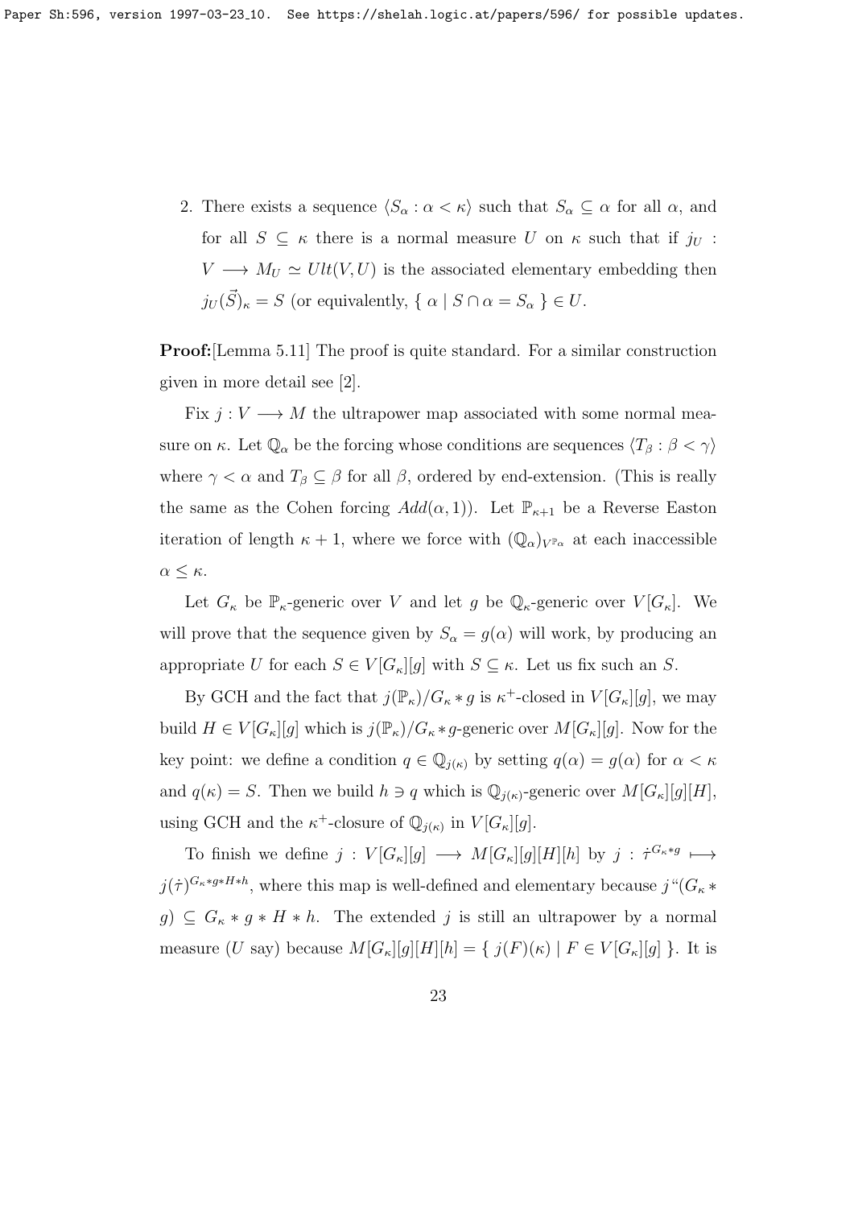2. There exists a sequence $\langle S_\alpha : \alpha < \kappa \rangle$ such that $S_\alpha \subseteq \alpha$ for all $\alpha$, and for all $S \subseteq \kappa$ there is a normal measure $U$ on $\kappa$ such that if $j_U : V \longrightarrow M_U \simeq Ult(V, U)$ is the associated elementary embedding then $j_U(\vec{S})_\kappa = S$ (or equivalently, $\{ \alpha \mid S \cap \alpha = S_\alpha \} \in U$.

**Proof:**[Lemma 5.11] The proof is quite standard. For a similar construction given in more detail see [2].

Fix $j : V \longrightarrow M$ the ultrapower map associated with some normal measure on $\kappa$. Let $\mathbb{Q}_\alpha$ be the forcing whose conditions are sequences $\langle T_\beta : \beta < \gamma \rangle$ where $\gamma < \alpha$ and $T_\beta \subseteq \beta$ for all $\beta$, ordered by end-extension. (This is really the same as the Cohen forcing $Add(\alpha, 1)$). Let $\mathbb{P}_{\kappa+1}$ be a Reverse Easton iteration of length $\kappa + 1$, where we force with $(\mathbb{Q}_\alpha)_{V^{\mathbb{P}_\alpha}}$ at each inaccessible $\alpha \leq \kappa$.

Let $G_\kappa$ be $\mathbb{P}_\kappa$-generic over $V$ and let $g$ be $\mathbb{Q}_\kappa$-generic over $V[G_\kappa]$. We will prove that the sequence given by $S_\alpha = g(\alpha)$ will work, by producing an appropriate $U$ for each $S \in V[G_\kappa][g]$ with $S \subseteq \kappa$. Let us fix such an $S$.

By GCH and the fact that $j(\mathbb{P}_\kappa)/G_\kappa * g$ is $\kappa^+$-closed in $V[G_\kappa][g]$, we may build $H \in V[G_\kappa][g]$ which is $j(\mathbb{P}_\kappa)/G_\kappa * g$-generic over $M[G_\kappa][g]$. Now for the key point: we define a condition $q \in \mathbb{Q}_{j(\kappa)}$ by setting $q(\alpha) = g(\alpha)$ for $\alpha < \kappa$ and $q(\kappa) = S$. Then we build $h \ni q$ which is $\mathbb{Q}_{j(\kappa)}$-generic over $M[G_\kappa][g][H]$, using GCH and the $\kappa^+$-closure of $\mathbb{Q}_{j(\kappa)}$ in $V[G_\kappa][g]$.

To finish we define $j : V[G_\kappa][g] \longrightarrow M[G_\kappa][g][H][h]$ by $j : \dot{\tau}^{G_\kappa * g} \longmapsto j(\dot{\tau})^{G_\kappa * g * H * h}$, where this map is well-defined and elementary because $j``(G_\kappa * g) \subseteq G_\kappa * g * H * h$. The extended $j$ is still an ultrapower by a normal measure ($U$ say) because $M[G_\kappa][g][H][h] = \{ j(F)(\kappa) \mid F \in V[G_\kappa][g] \}$. It is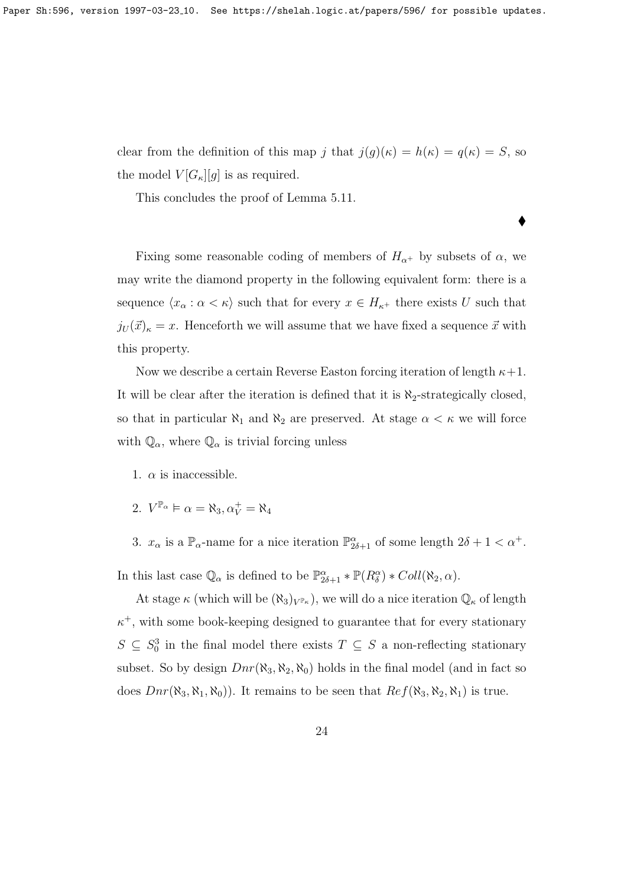clear from the definition of this map $j$ that $j(g)(\kappa) = h(\kappa) = q(\kappa) = S$, so the model $V[G_\kappa][g]$ is as required.

This concludes the proof of Lemma 5.11.

$\blacklozenge$

Fixing some reasonable coding of members of $H_{\alpha^+}$ by subsets of $\alpha$, we may write the diamond property in the following equivalent form: there is a sequence $\langle x_\alpha : \alpha < \kappa \rangle$ such that for every $x \in H_{\kappa^+}$ there exists $U$ such that $j_U(\vec{x})_\kappa = x$. Henceforth we will assume that we have fixed a sequence $\vec{x}$ with this property.

Now we describe a certain Reverse Easton forcing iteration of length $\kappa+1$. It will be clear after the iteration is defined that it is $\aleph_2$-strategically closed, so that in particular $\aleph_1$ and $\aleph_2$ are preserved. At stage $\alpha < \kappa$ we will force with $\mathbb{Q}_\alpha$, where $\mathbb{Q}_\alpha$ is trivial forcing unless

1. $\alpha$ is inaccessible.
2. $V^{\mathbb{P}_\alpha} \models \alpha = \aleph_3, \alpha^+_V = \aleph_4$
3. $x_\alpha$ is a $\mathbb{P}_\alpha$-name for a nice iteration $\mathbb{P}^\alpha_{2\delta+1}$ of some length $2\delta + 1 < \alpha^+$.

In this last case $\mathbb{Q}_\alpha$ is defined to be $\mathbb{P}^\alpha_{2\delta+1} * \mathbb{P}(R^\alpha_\delta) * Coll(\aleph_2, \alpha)$.

At stage $\kappa$ (which will be $(\aleph_3)_{V^{\mathbb{P}_\kappa}}$), we will do a nice iteration $\mathbb{Q}_\kappa$ of length $\kappa^+$, with some book-keeping designed to guarantee that for every stationary $S \subseteq S^3_0$ in the final model there exists $T \subseteq S$ a non-reflecting stationary subset. So by design $Dnr(\aleph_3, \aleph_2, \aleph_0)$ holds in the final model (and in fact so does $Dnr(\aleph_3, \aleph_1, \aleph_0)$). It remains to be seen that $Ref(\aleph_3, \aleph_2, \aleph_1)$ is true.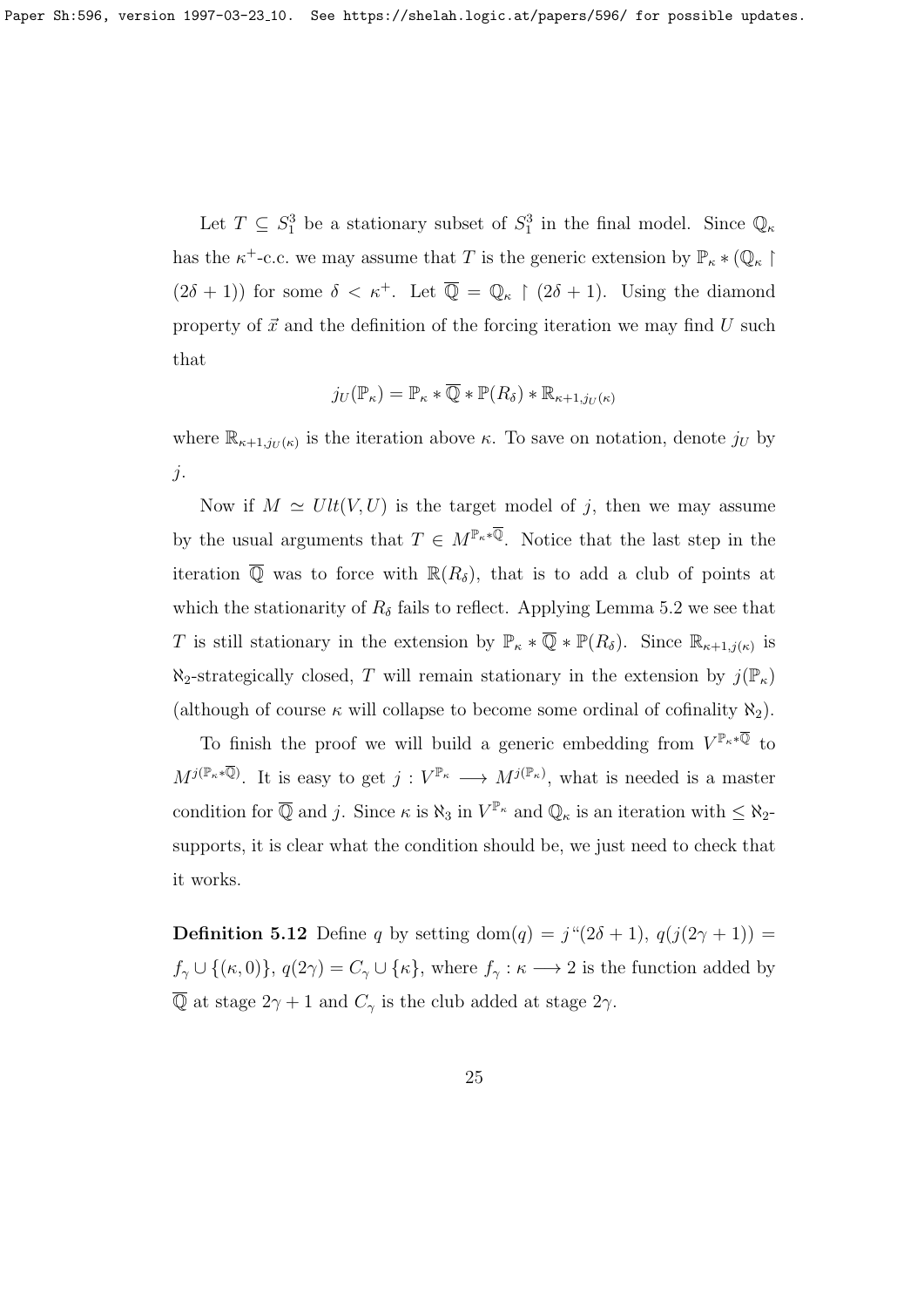Let $T \subseteq S^3_1$ be a stationary subset of $S^3_1$ in the final model. Since $\mathbb{Q}_\kappa$ has the $\kappa^+$-c.c. we may assume that $T$ is the generic extension by $\mathbb{P}_\kappa * (\mathbb{Q}_\kappa \restriction (2\delta+1))$ for some $\delta < \kappa^+$. Let $\overline{\mathbb{Q}} = \mathbb{Q}_\kappa \restriction (2\delta+1)$. Using the diamond property of $\vec{x}$ and the definition of the forcing iteration we may find $U$ such that

$$j_U(\mathbb{P}_\kappa) = \mathbb{P}_\kappa * \overline{\mathbb{Q}} * \mathbb{P}(R_\delta) * \mathbb{R}_{\kappa+1, j_U(\kappa)}$$

where $\mathbb{R}_{\kappa+1, j_U(\kappa)}$ is the iteration above $\kappa$. To save on notation, denote $j_U$ by $j$.

Now if $M \simeq Ult(V, U)$ is the target model of $j$, then we may assume by the usual arguments that $T \in M^{\mathbb{P}_\kappa * \overline{\mathbb{Q}}}$. Notice that the last step in the iteration $\overline{\mathbb{Q}}$ was to force with $\mathbb{R}(R_\delta)$, that is to add a club of points at which the stationarity of $R_\delta$ fails to reflect. Applying Lemma 5.2 we see that $T$ is still stationary in the extension by $\mathbb{P}_\kappa * \overline{\mathbb{Q}} * \mathbb{P}(R_\delta)$. Since $\mathbb{R}_{\kappa+1, j(\kappa)}$ is $\aleph_2$-strategically closed, $T$ will remain stationary in the extension by $j(\mathbb{P}_\kappa)$ (although of course $\kappa$ will collapse to become some ordinal of cofinality $\aleph_2$).

To finish the proof we will build a generic embedding from $V^{\mathbb{P}_\kappa * \overline{\mathbb{Q}}}$ to $M^{j(\mathbb{P}_\kappa * \overline{\mathbb{Q}})}$. It is easy to get $j : V^{\mathbb{P}_\kappa} \longrightarrow M^{j(\mathbb{P}_\kappa)}$, what is needed is a master condition for $\overline{\mathbb{Q}}$ and $j$. Since $\kappa$ is $\aleph_3$ in $V^{\mathbb{P}_\kappa}$ and $\mathbb{Q}_\kappa$ is an iteration with $\leq \aleph_2$-supports, it is clear what the condition should be, we just need to check that it works.

**Definition 5.12** Define $q$ by setting $\mathrm{dom}(q) = j``(2\delta+1)$, $q(j(2\gamma+1)) = f_\gamma \cup \{(\kappa, 0)\}$, $q(2\gamma) = C_\gamma \cup \{\kappa\}$, where $f_\gamma : \kappa \longrightarrow 2$ is the function added by $\overline{\mathbb{Q}}$ at stage $2\gamma+1$ and $C_\gamma$ is the club added at stage $2\gamma$.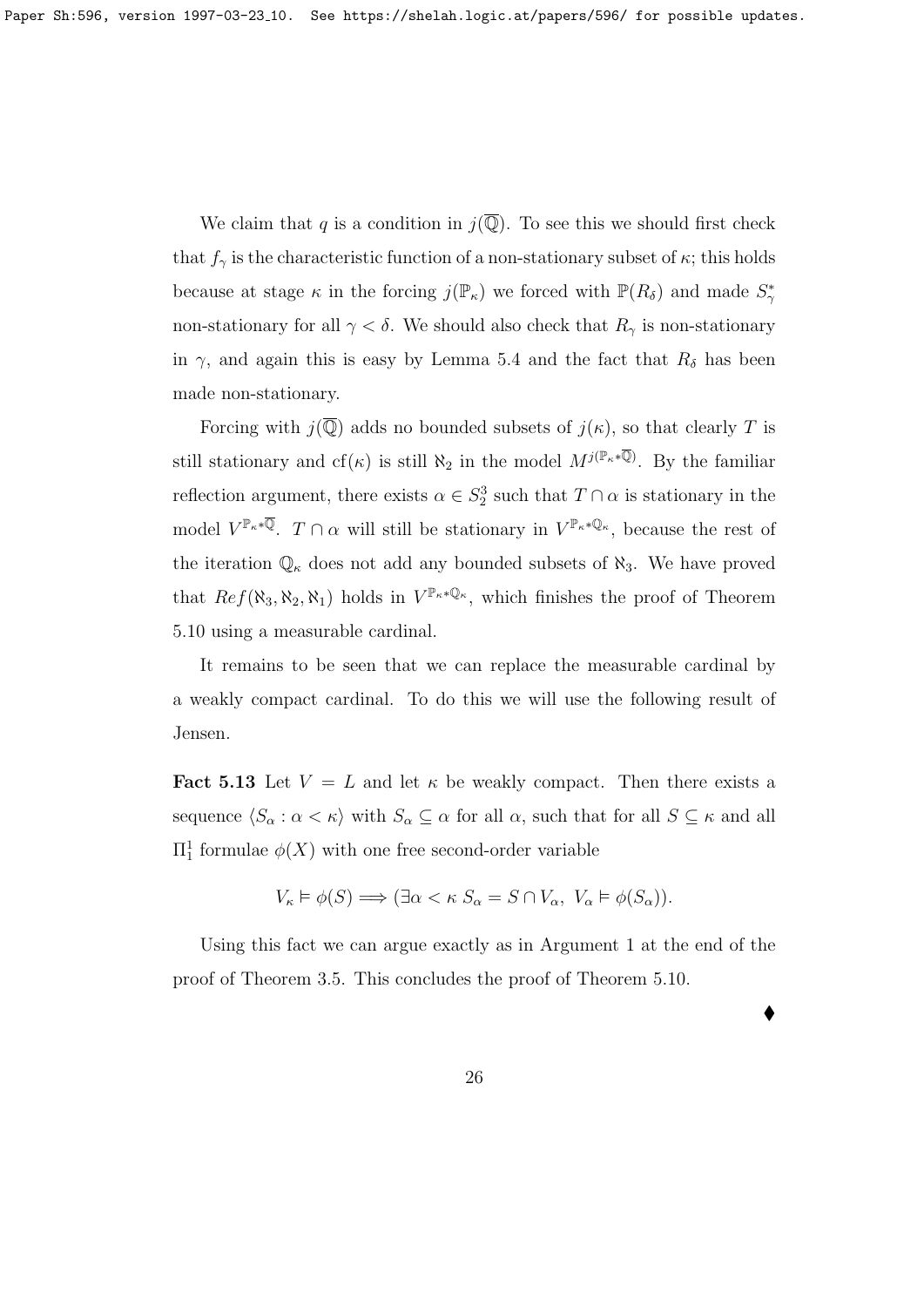We claim that $q$ is a condition in $j(\overline{\mathbb{Q}})$. To see this we should first check that $f_\gamma$ is the characteristic function of a non-stationary subset of $\kappa$; this holds because at stage $\kappa$ in the forcing $j(\mathbb{P}_\kappa)$ we forced with $\mathbb{P}(R_\delta)$ and made $S^*_\gamma$ non-stationary for all $\gamma < \delta$. We should also check that $R_\gamma$ is non-stationary in $\gamma$, and again this is easy by Lemma 5.4 and the fact that $R_\delta$ has been made non-stationary.

Forcing with $j(\overline{\mathbb{Q}})$ adds no bounded subsets of $j(\kappa)$, so that clearly $T$ is still stationary and $\mathrm{cf}(\kappa)$ is still $\aleph_2$ in the model $M^{j(\mathbb{P}_\kappa * \overline{\mathbb{Q}})}$. By the familiar reflection argument, there exists $\alpha \in S^3_2$ such that $T \cap \alpha$ is stationary in the model $V^{\mathbb{P}_\kappa * \overline{\mathbb{Q}}}$. $T \cap \alpha$ will still be stationary in $V^{\mathbb{P}_\kappa * \mathbb{Q}_\kappa}$, because the rest of the iteration $\mathbb{Q}_\kappa$ does not add any bounded subsets of $\aleph_3$. We have proved that $Ref(\aleph_3, \aleph_2, \aleph_1)$ holds in $V^{\mathbb{P}_\kappa * \mathbb{Q}_\kappa}$, which finishes the proof of Theorem 5.10 using a measurable cardinal.

It remains to be seen that we can replace the measurable cardinal by a weakly compact cardinal. To do this we will use the following result of Jensen.

**Fact 5.13** Let $V = L$ and let $\kappa$ be weakly compact. Then there exists a sequence $\langle S_\alpha : \alpha < \kappa \rangle$ with $S_\alpha \subseteq \alpha$ for all $\alpha$, such that for all $S \subseteq \kappa$ and all $\Pi^1_1$ formulae $\phi(X)$ with one free second-order variable

$$V_\kappa \vDash \phi(S) \Longrightarrow (\exists \alpha < \kappa \; S_\alpha = S \cap V_\alpha, \; V_\alpha \vDash \phi(S_\alpha)).$$

Using this fact we can argue exactly as in Argument 1 at the end of the proof of Theorem 3.5. This concludes the proof of Theorem 5.10.

♦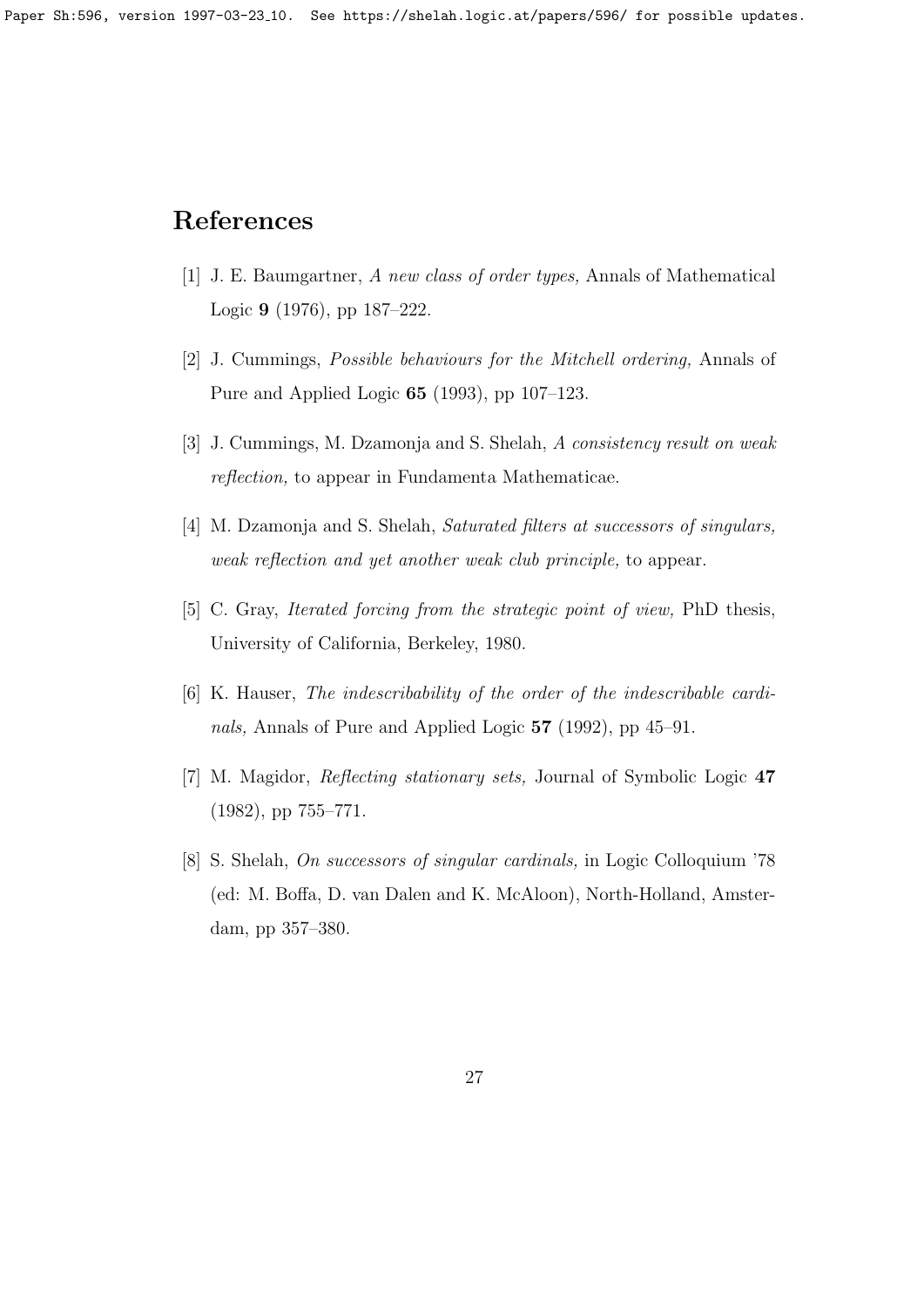# References

[1] J. E. Baumgartner, *A new class of order types,* Annals of Mathematical Logic **9** (1976), pp 187–222.

[2] J. Cummings, *Possible behaviours for the Mitchell ordering,* Annals of Pure and Applied Logic **65** (1993), pp 107–123.

[3] J. Cummings, M. Dzamonja and S. Shelah, *A consistency result on weak reflection,* to appear in Fundamenta Mathematicae.

[4] M. Dzamonja and S. Shelah, *Saturated filters at successors of singulars, weak reflection and yet another weak club principle,* to appear.

[5] C. Gray, *Iterated forcing from the strategic point of view,* PhD thesis, University of California, Berkeley, 1980.

[6] K. Hauser, *The indescribability of the order of the indescribable cardinals,* Annals of Pure and Applied Logic **57** (1992), pp 45–91.

[7] M. Magidor, *Reflecting stationary sets,* Journal of Symbolic Logic **47** (1982), pp 755–771.

[8] S. Shelah, *On successors of singular cardinals,* in Logic Colloquium '78 (ed: M. Boffa, D. van Dalen and K. McAloon), North-Holland, Amsterdam, pp 357–380.